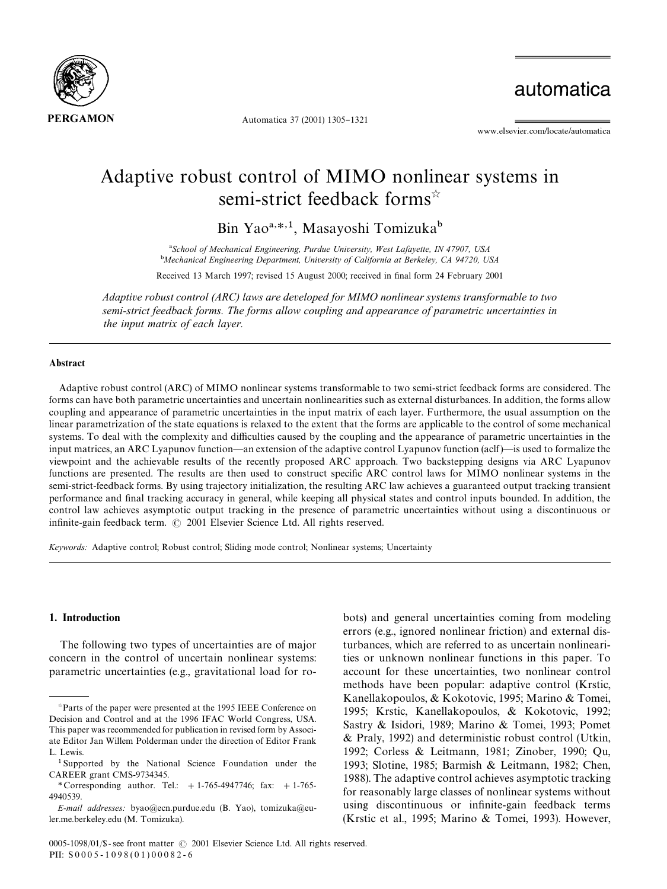# Adaptive robust control of MIMO nonlinear systems in semi-strict feedback forms☆

Bin Yao[a,*,1], Masayoshi Tomizuka[b]

[a]School of Mechanical Engineering, Purdue University, West Lafayette, IN 47907, USA

[b]Mechanical Engineering Department, University of California at Berkeley, CA 94720, USA

Received 13 March 1997; revised 15 August 2000; received in final form 24 February 2001

*Adaptive robust control (ARC) laws are developed for MIMO nonlinear systems transformable to two semi-strict feedback forms. The forms allow coupling and appearance of parametric uncertainties in the input matrix of each layer.*

## Abstract

Adaptive robust control (ARC) of MIMO nonlinear systems transformable to two semi-strict feedback forms are considered. The forms can have both parametric uncertainties and uncertain nonlinearities such as external disturbances. In addition, the forms allow coupling and appearance of parametric uncertainties in the input matrix of each layer. Furthermore, the usual assumption on the linear parametrization of the state equations is relaxed to the extent that the forms are applicable to the control of some mechanical systems. To deal with the complexity and difficulties caused by the coupling and the appearance of parametric uncertainties in the input matrices, an ARC Lyapunov function—an extension of the adaptive control Lyapunov function (aclf)—is used to formalize the viewpoint and the achievable results of the recently proposed ARC approach. Two backstepping designs via ARC Lyapunov functions are presented. The results are then used to construct specific ARC control laws for MIMO nonlinear systems in the semi-strict-feedback forms. By using trajectory initialization, the resulting ARC law achieves a guaranteed output tracking transient performance and final tracking accuracy in general, while keeping all physical states and control inputs bounded. In addition, the control law achieves asymptotic output tracking in the presence of parametric uncertainties without using a discontinuous or infinite-gain feedback term. © 2001 Elsevier Science Ltd. All rights reserved.

*Keywords:* Adaptive control; Robust control; Sliding mode control; Nonlinear systems; Uncertainty

## 1. Introduction

The following two types of uncertainties are of major concern in the control of uncertain nonlinear systems: parametric uncertainties (e.g., gravitational load for robots) and general uncertainties coming from modeling errors (e.g., ignored nonlinear friction) and external disturbances, which are referred to as uncertain nonlinearities or unknown nonlinear functions in this paper. To account for these uncertainties, two nonlinear control methods have been popular: adaptive control (Krstic, Kanellakopoulos, & Kokotovic, 1995; Marino & Tomei, 1995; Krstic, Kanellakopoulos, & Kokotovic, 1992; Sastry & Isidori, 1989; Marino & Tomei, 1993; Pomet & Praly, 1992) and deterministic robust control (Utkin, 1992; Corless & Leitmann, 1981; Zinober, 1990; Qu, 1993; Slotine, 1985; Barmish & Leitmann, 1982; Chen, 1988). The adaptive control achieves asymptotic tracking for reasonably large classes of nonlinear systems without using discontinuous or infinite-gain feedback terms (Krstic et al., 1995; Marino & Tomei, 1993). However,

---

☆Parts of the paper were presented at the 1995 IEEE Conference on Decision and Control and at the 1996 IFAC World Congress, USA. This paper was recommended for publication in revised form by Associate Editor Jan Willem Polderman under the direction of Editor Frank L. Lewis.

[1] Supported by the National Science Foundation under the CAREER grant CMS-9734345.

\* Corresponding author. Tel.: + 1-765-4947746; fax: + 1-765-4940539.

*E-mail addresses:* byao@ecn.purdue.edu (B. Yao), tomizuka@euler.me.berkeley.edu (M. Tomizuka).

0005-1098/01/$ - see front matter © 2001 Elsevier Science Ltd. All rights reserved.
PII: S0005-1098(01)00082-6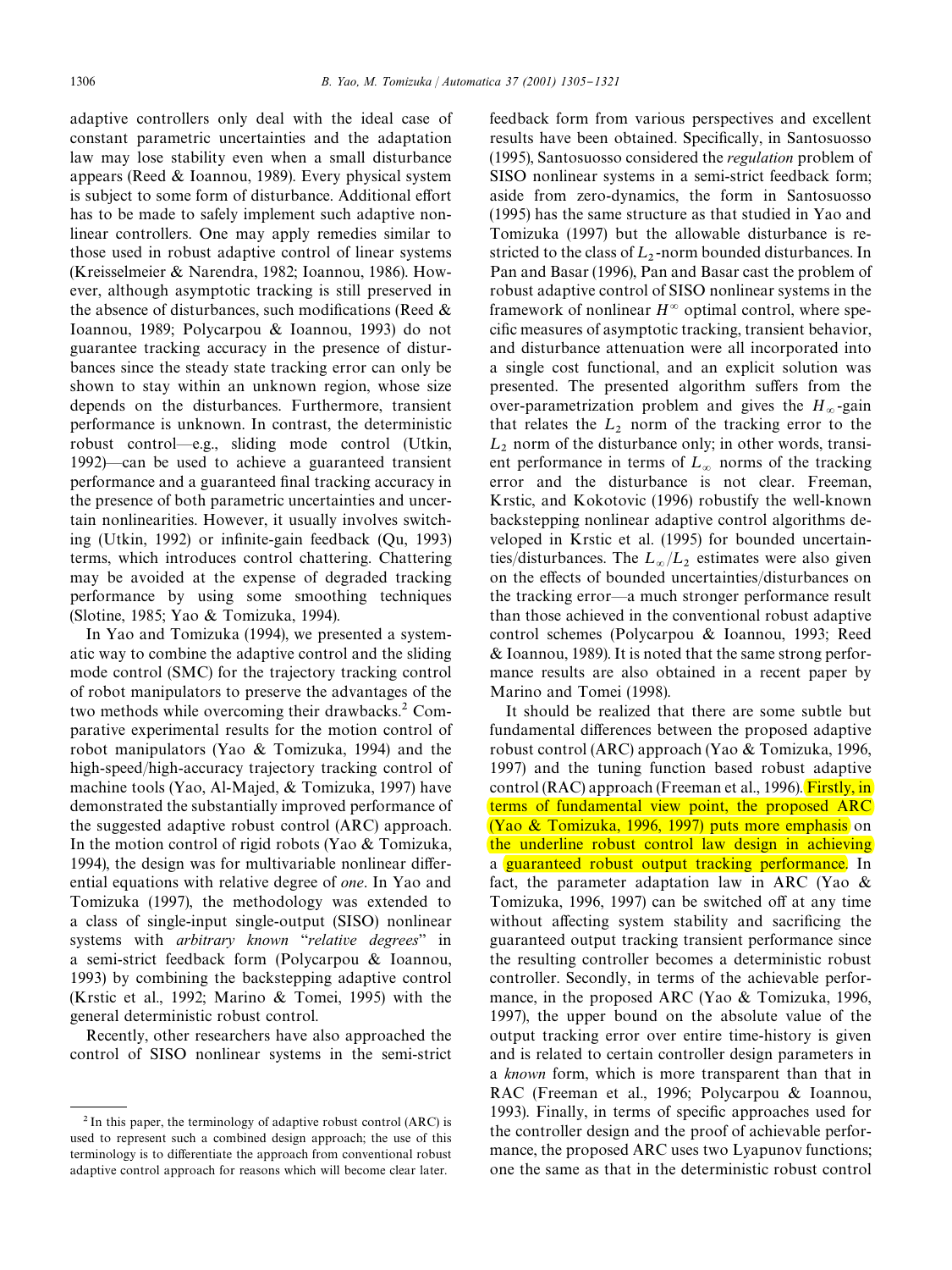adaptive controllers only deal with the ideal case of constant parametric uncertainties and the adaptation law may lose stability even when a small disturbance appears (Reed & Ioannou, 1989). Every physical system is subject to some form of disturbance. Additional effort has to be made to safely implement such adaptive nonlinear controllers. One may apply remedies similar to those used in robust adaptive control of linear systems (Kreisselmeier & Narendra, 1982; Ioannou, 1986). However, although asymptotic tracking is still preserved in the absence of disturbances, such modifications (Reed & Ioannou, 1989; Polycarpou & Ioannou, 1993) do not guarantee tracking accuracy in the presence of disturbances since the steady state tracking error can only be shown to stay within an unknown region, whose size depends on the disturbances. Furthermore, transient performance is unknown. In contrast, the deterministic robust control—e.g., sliding mode control (Utkin, 1992)—can be used to achieve a guaranteed transient performance and a guaranteed final tracking accuracy in the presence of both parametric uncertainties and uncertain nonlinearities. However, it usually involves switching (Utkin, 1992) or infinite-gain feedback (Qu, 1993) terms, which introduces control chattering. Chattering may be avoided at the expense of degraded tracking performance by using some smoothing techniques (Slotine, 1985; Yao & Tomizuka, 1994).

In Yao and Tomizuka (1994), we presented a systematic way to combine the adaptive control and the sliding mode control (SMC) for the trajectory tracking control of robot manipulators to preserve the advantages of the two methods while overcoming their drawbacks.[2] Comparative experimental results for the motion control of robot manipulators (Yao & Tomizuka, 1994) and the high-speed/high-accuracy trajectory tracking control of machine tools (Yao, Al-Majed, & Tomizuka, 1997) have demonstrated the substantially improved performance of the suggested adaptive robust control (ARC) approach. In the motion control of rigid robots (Yao & Tomizuka, 1994), the design was for multivariable nonlinear differential equations with relative degree of *one*. In Yao and Tomizuka (1997), the methodology was extended to a class of single-input single-output (SISO) nonlinear systems with *arbitrary known "relative degrees"* in a semi-strict feedback form (Polycarpou & Ioannou, 1993) by combining the backstepping adaptive control (Krstic et al., 1992; Marino & Tomei, 1995) with the general deterministic robust control.

Recently, other researchers have also approached the control of SISO nonlinear systems in the semi-strict feedback form from various perspectives and excellent results have been obtained. Specifically, in Santosuosso (1995), Santosuosso considered the *regulation* problem of SISO nonlinear systems in a semi-strict feedback form; aside from zero-dynamics, the form in Santosuosso (1995) has the same structure as that studied in Yao and Tomizuka (1997) but the allowable disturbance is restricted to the class of $L_2$-norm bounded disturbances. In Pan and Basar (1996), Pan and Basar cast the problem of robust adaptive control of SISO nonlinear systems in the framework of nonlinear $H^{\infty}$ optimal control, where specific measures of asymptotic tracking, transient behavior, and disturbance attenuation were all incorporated into a single cost functional, and an explicit solution was presented. The presented algorithm suffers from the over-parametrization problem and gives the $H_{\infty}$-gain that relates the $L_2$ norm of the tracking error to the $L_2$ norm of the disturbance only; in other words, transient performance in terms of $L_{\infty}$ norms of the tracking error and the disturbance is not clear. Freeman, Krstic, and Kokotovic (1996) robustify the well-known backstepping nonlinear adaptive control algorithms developed in Krstic et al. (1995) for bounded uncertainties/disturbances. The $L_{\infty}/L_2$ estimates were also given on the effects of bounded uncertainties/disturbances on the tracking error—a much stronger performance result than those achieved in the conventional robust adaptive control schemes (Polycarpou & Ioannou, 1993; Reed & Ioannou, 1989). It is noted that the same strong performance results are also obtained in a recent paper by Marino and Tomei (1998).

It should be realized that there are some subtle but fundamental differences between the proposed adaptive robust control (ARC) approach (Yao & Tomizuka, 1996, 1997) and the tuning function based robust adaptive control (RAC) approach (Freeman et al., 1996). Firstly, in terms of fundamental view point, the proposed ARC (Yao & Tomizuka, 1996, 1997) puts more emphasis on the underline robust control law design in achieving a guaranteed robust output tracking performance. In fact, the parameter adaptation law in ARC (Yao & Tomizuka, 1996, 1997) can be switched off at any time without affecting system stability and sacrificing the guaranteed output tracking transient performance since the resulting controller becomes a deterministic robust controller. Secondly, in terms of the achievable performance, in the proposed ARC (Yao & Tomizuka, 1996, 1997), the upper bound on the absolute value of the output tracking error over entire time-history is given and is related to certain controller design parameters in a *known* form, which is more transparent than that in RAC (Freeman et al., 1996; Polycarpou & Ioannou, 1993). Finally, in terms of specific approaches used for the controller design and the proof of achievable performance, the proposed ARC uses two Lyapunov functions; one the same as that in the deterministic robust control

[2] In this paper, the terminology of adaptive robust control (ARC) is used to represent such a combined design approach; the use of this terminology is to differentiate the approach from conventional robust adaptive control approach for reasons which will become clear later.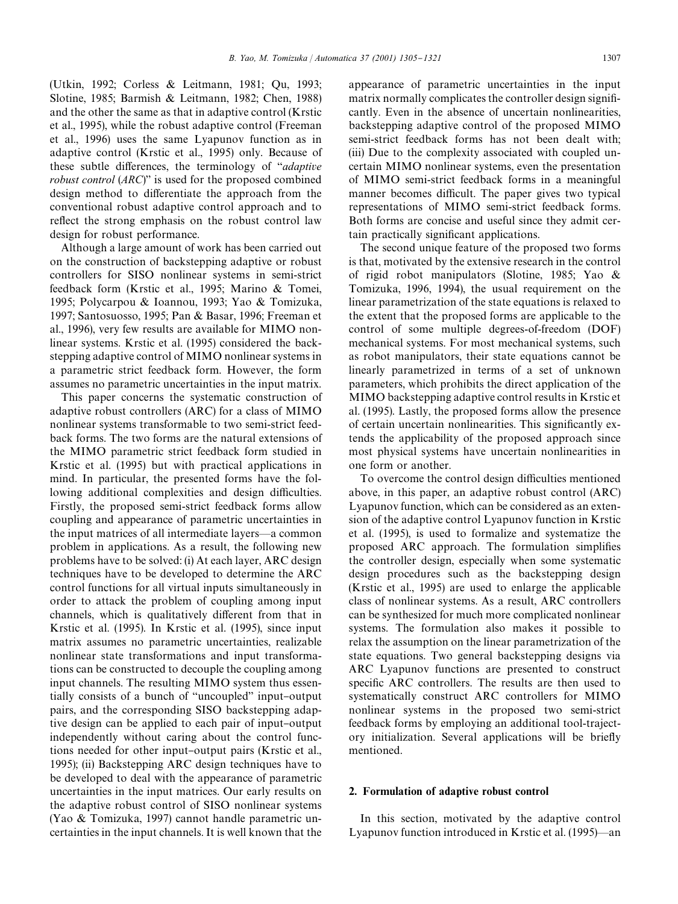(Utkin, 1992; Corless & Leitmann, 1981; Qu, 1993; Slotine, 1985; Barmish & Leitmann, 1982; Chen, 1988) and the other the same as that in adaptive control (Krstic et al., 1995), while the robust adaptive control (Freeman et al., 1996) uses the same Lyapunov function as in adaptive control (Krstic et al., 1995) only. Because of these subtle differences, the terminology of "*adaptive robust control* (*ARC*)" is used for the proposed combined design method to differentiate the approach from the conventional robust adaptive control approach and to reflect the strong emphasis on the robust control law design for robust performance.

Although a large amount of work has been carried out on the construction of backstepping adaptive or robust controllers for SISO nonlinear systems in semi-strict feedback form (Krstic et al., 1995; Marino & Tomei, 1995; Polycarpou & Ioannou, 1993; Yao & Tomizuka, 1997; Santosuosso, 1995; Pan & Basar, 1996; Freeman et al., 1996), very few results are available for MIMO nonlinear systems. Krstic et al. (1995) considered the backstepping adaptive control of MIMO nonlinear systems in a parametric strict feedback form. However, the form assumes no parametric uncertainties in the input matrix.

This paper concerns the systematic construction of adaptive robust controllers (ARC) for a class of MIMO nonlinear systems transformable to two semi-strict feedback forms. The two forms are the natural extensions of the MIMO parametric strict feedback form studied in Krstic et al. (1995) but with practical applications in mind. In particular, the presented forms have the following additional complexities and design difficulties. Firstly, the proposed semi-strict feedback forms allow coupling and appearance of parametric uncertainties in the input matrices of all intermediate layers—a common problem in applications. As a result, the following new problems have to be solved: (i) At each layer, ARC design techniques have to be developed to determine the ARC control functions for all virtual inputs simultaneously in order to attack the problem of coupling among input channels, which is qualitatively different from that in Krstic et al. (1995). In Krstic et al. (1995), since input matrix assumes no parametric uncertainties, realizable nonlinear state transformations and input transformations can be constructed to decouple the coupling among input channels. The resulting MIMO system thus essentially consists of a bunch of "uncoupled" input–output pairs, and the corresponding SISO backstepping adaptive design can be applied to each pair of input–output independently without caring about the control functions needed for other input–output pairs (Krstic et al., 1995); (ii) Backstepping ARC design techniques have to be developed to deal with the appearance of parametric uncertainties in the input matrices. Our early results on the adaptive robust control of SISO nonlinear systems (Yao & Tomizuka, 1997) cannot handle parametric uncertainties in the input channels. It is well known that the appearance of parametric uncertainties in the input matrix normally complicates the controller design significantly. Even in the absence of uncertain nonlinearities, backstepping adaptive control of the proposed MIMO semi-strict feedback forms has not been dealt with; (iii) Due to the complexity associated with coupled uncertain MIMO nonlinear systems, even the presentation of MIMO semi-strict feedback forms in a meaningful manner becomes difficult. The paper gives two typical representations of MIMO semi-strict feedback forms. Both forms are concise and useful since they admit certain practically significant applications.

The second unique feature of the proposed two forms is that, motivated by the extensive research in the control of rigid robot manipulators (Slotine, 1985; Yao & Tomizuka, 1996, 1994), the usual requirement on the linear parametrization of the state equations is relaxed to the extent that the proposed forms are applicable to the control of some multiple degrees-of-freedom (DOF) mechanical systems. For most mechanical systems, such as robot manipulators, their state equations cannot be linearly parametrized in terms of a set of unknown parameters, which prohibits the direct application of the MIMO backstepping adaptive control results in Krstic et al. (1995). Lastly, the proposed forms allow the presence of certain uncertain nonlinearities. This significantly extends the applicability of the proposed approach since most physical systems have uncertain nonlinearities in one form or another.

To overcome the control design difficulties mentioned above, in this paper, an adaptive robust control (ARC) Lyapunov function, which can be considered as an extension of the adaptive control Lyapunov function in Krstic et al. (1995), is used to formalize and systematize the proposed ARC approach. The formulation simplifies the controller design, especially when some systematic design procedures such as the backstepping design (Krstic et al., 1995) are used to enlarge the applicable class of nonlinear systems. As a result, ARC controllers can be synthesized for much more complicated nonlinear systems. The formulation also makes it possible to relax the assumption on the linear parametrization of the state equations. Two general backstepping designs via ARC Lyapunov functions are presented to construct specific ARC controllers. The results are then used to systematically construct ARC controllers for MIMO nonlinear systems in the proposed two semi-strict feedback forms by employing an additional tool-trajectory initialization. Several applications will be briefly mentioned.

## 2. Formulation of adaptive robust control

In this section, motivated by the adaptive control Lyapunov function introduced in Krstic et al. (1995)—an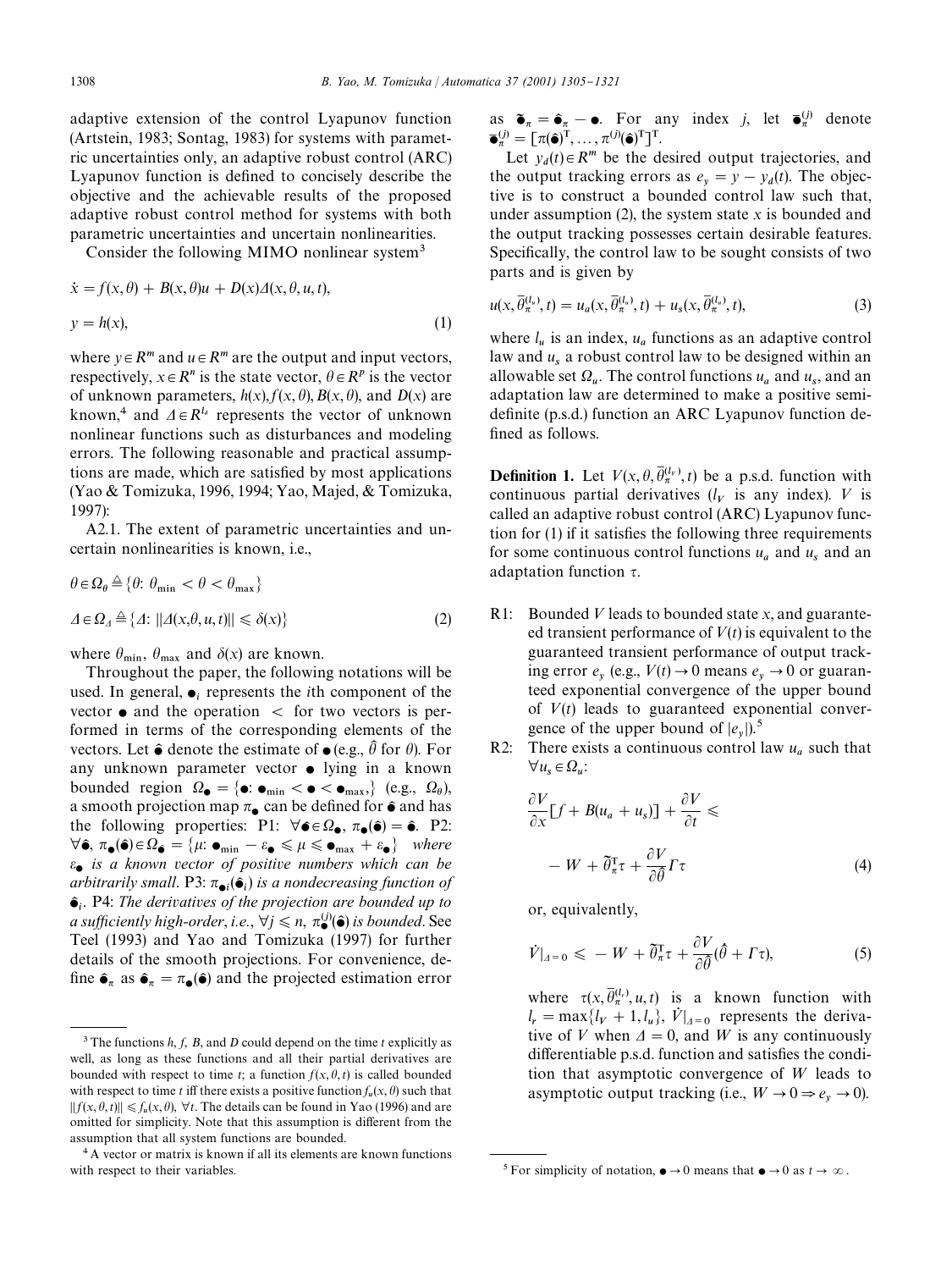adaptive extension of the control Lyapunov function (Artstein, 1983; Sontag, 1983) for systems with parametric uncertainties only, an adaptive robust control (ARC) Lyapunov function is defined to concisely describe the objective and the achievable results of the proposed adaptive robust control method for systems with both parametric uncertainties and uncertain nonlinearities.

Consider the following MIMO nonlinear system[3]

$$\dot{x} = f(x,\theta) + B(x,\theta)u + D(x)\Delta(x,\theta,u,t),$$
$$y = h(x), \tag{1}$$

where $y \in R^m$ and $u \in R^m$ are the output and input vectors, respectively, $x \in R^n$ is the state vector, $\theta \in R^p$ is the vector of unknown parameters, $h(x), f(x,\theta), B(x,\theta)$, and $D(x)$ are known,[4] and $\Delta \in R^{l_\Delta}$ represents the vector of unknown nonlinear functions such as disturbances and modeling errors. The following reasonable and practical assumptions are made, which are satisfied by most applications (Yao & Tomizuka, 1996, 1994; Yao, Majed, & Tomizuka, 1997):

A2.1. The extent of parametric uncertainties and uncertain nonlinearities is known, i.e.,

$$\theta \in \Omega_\theta \triangleq \{\theta\colon\ \theta_{\min} < \theta < \theta_{\max}\}$$
$$\Delta \in \Omega_\Delta \triangleq \{\Delta\colon\ \|\Delta(x,\theta,u,t)\| \leqslant \delta(x)\} \tag{2}$$

where $\theta_{\min}$, $\theta_{\max}$ and $\delta(x)$ are known.

Throughout the paper, the following notations will be used. In general, $\bullet_i$ represents the $i$th component of the vector $\bullet$ and the operation $<$ for two vectors is performed in terms of the corresponding elements of the vectors. Let $\hat{\bullet}$ denote the estimate of $\bullet$ (e.g., $\hat{\theta}$ for $\theta$). For any unknown parameter vector $\bullet$ lying in a known bounded region $\Omega_\bullet = \{\bullet\colon \bullet_{\min} < \bullet < \bullet_{\max},\}$ (e.g., $\Omega_\theta$), a smooth projection map $\pi_\bullet$ can be defined for $\hat{\bullet}$ and has the following properties: P1: $\forall \hat{\bullet} \in \Omega_\bullet$, $\pi_\bullet(\hat{\bullet}) = \hat{\bullet}$. P2: $\forall \hat{\bullet}$, $\pi_\bullet(\hat{\bullet}) \in \Omega_{\hat{\bullet}} = \{\mu\colon \bullet_{\min} - \varepsilon_\bullet \leqslant \mu \leqslant \bullet_{\max} + \varepsilon_\bullet\}$ *where* $\varepsilon_\bullet$ *is a known vector of positive numbers which can be arbitrarily small*. P3: $\pi_{\bullet i}(\hat{\bullet}_i)$ *is a nondecreasing function of* $\hat{\bullet}_i$. P4: *The derivatives of the projection are bounded up to a sufficiently high-order, i.e.,* $\forall j \leqslant n$, $\pi^{(j)}_\bullet(\hat{\bullet})$ *is bounded*. See Teel (1993) and Yao and Tomizuka (1997) for further details of the smooth projections. For convenience, define $\hat{\bullet}_\pi$ as $\hat{\bullet}_\pi = \pi_\bullet(\hat{\bullet})$ and the projected estimation error as $\tilde{\bullet}_\pi = \hat{\bullet}_\pi - \bullet$. For any index $j$, let $\bar{\bullet}^{(j)}_\pi$ denote $\bar{\bullet}^{(j)}_\pi = [\pi(\hat{\bullet})^{\mathrm{T}}, \ldots, \pi^{(j)}(\hat{\bullet})^{\mathrm{T}}]^{\mathrm{T}}$.

Let $y_d(t) \in R^m$ be the desired output trajectories, and the output tracking errors as $e_y = y - y_d(t)$. The objective is to construct a bounded control law such that, under assumption (2), the system state $x$ is bounded and the output tracking possesses certain desirable features. Specifically, the control law to be sought consists of two parts and is given by

$$u(x, \bar{\theta}^{(l_u)}_\pi, t) = u_a(x, \bar{\theta}^{(l_u)}_\pi, t) + u_s(x, \bar{\theta}^{(l_u)}_\pi, t), \tag{3}$$

where $l_u$ is an index, $u_a$ functions as an adaptive control law and $u_s$ a robust control law to be designed within an allowable set $\Omega_u$. The control functions $u_a$ and $u_s$, and an adaptation law are determined to make a positive semi-definite (p.s.d.) function an ARC Lyapunov function defined as follows.

**Definition 1.** Let $V(x, \theta, \bar{\theta}^{(l_V)}_\pi, t)$ be a p.s.d. function with continuous partial derivatives ($l_V$ is any index). $V$ is called an adaptive robust control (ARC) Lyapunov function for (1) if it satisfies the following three requirements for some continuous control functions $u_a$ and $u_s$ and an adaptation function $\tau$.

- R1: Bounded $V$ leads to bounded state $x$, and guaranteed transient performance of $V(t)$ is equivalent to the guaranteed transient performance of output tracking error $e_y$ (e.g., $V(t) \to 0$ means $e_y \to 0$ or guaranteed exponential convergence of the upper bound of $V(t)$ leads to guaranteed exponential convergence of the upper bound of $|e_y|$).[5]
- R2: There exists a continuous control law $u_a$ such that $\forall u_s \in \Omega_u$:

$$\frac{\partial V}{\partial x}[f + B(u_a + u_s)] + \frac{\partial V}{\partial t} \leqslant -W + \tilde{\theta}^{\mathrm{T}}_\pi \tau + \frac{\partial V}{\partial \hat{\theta}} \Gamma \tau \tag{4}$$

or, equivalently,

$$\dot{V}|_{\Delta=0} \leqslant -W + \tilde{\theta}^{\mathrm{T}}_\pi \tau + \frac{\partial V}{\partial \hat{\theta}}(\dot{\hat{\theta}} + \Gamma\tau), \tag{5}$$

where $\tau(x, \bar{\theta}^{(l_r)}_\pi, u, t)$ is a known function with $l_r = \max\{l_V + 1, l_u\}$, $\dot{V}|_{\Delta=0}$ represents the derivative of $V$ when $\Delta = 0$, and $W$ is any continuously differentiable p.s.d. function and satisfies the condition that asymptotic convergence of $W$ leads to asymptotic output tracking (i.e., $W \to 0 \Rightarrow e_y \to 0$).

---

[3] The functions $h$, $f$, $B$, and $D$ could depend on the time $t$ explicitly as well, as long as these functions and all their partial derivatives are bounded with respect to time $t$; a function $f(x,\theta,t)$ is called bounded with respect to time $t$ iff there exists a positive function $f_u(x,\theta)$ such that $\|f(x,\theta,t)\| \leqslant f_u(x,\theta)$, $\forall t$. The details can be found in Yao (1996) and are omitted for simplicity. Note that this assumption is different from the assumption that all system functions are bounded.

[4] A vector or matrix is known if all its elements are known functions with respect to their variables.

[5] For simplicity of notation, $\bullet \to 0$ means that $\bullet \to 0$ as $t \to \infty$.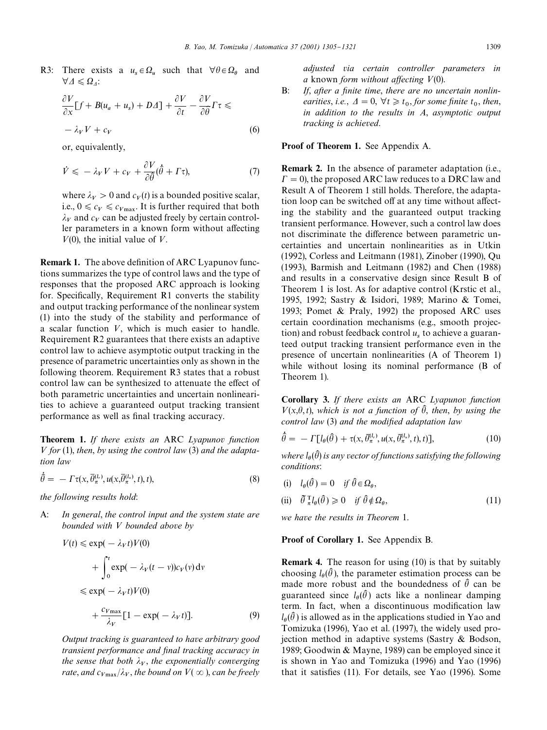R3: There exists a $u_s \in \Omega_u$ such that $\forall \theta \in \Omega_\theta$ and $\forall \Delta \leqslant \Omega_\Delta$:

$$\frac{\partial V}{\partial x}[f + B(u_a + u_s) + D\Delta] + \frac{\partial V}{\partial t} - \frac{\partial V}{\partial \hat{\theta}}\Gamma\tau \leqslant -\lambda_V V + c_V \tag{6}$$

or, equivalently,

$$\dot{V} \leqslant -\lambda_V V + c_V + \frac{\partial V}{\partial \hat{\theta}}(\dot{\hat{\theta}} + \Gamma\tau), \tag{7}$$

where $\lambda_V > 0$ and $c_V(t)$ is a bounded positive scalar, i.e., $0 \leqslant c_V \leqslant c_{V\max}$. It is further required that both $\lambda_V$ and $c_V$ can be adjusted freely by certain controller parameters in a known form without affecting $V(0)$, the initial value of $V$.

**Remark 1.** The above definition of ARC Lyapunov functions summarizes the type of control laws and the type of responses that the proposed ARC approach is looking for. Specifically, Requirement R1 converts the stability and output tracking performance of the nonlinear system (1) into the study of the stability and performance of a scalar function $V$, which is much easier to handle. Requirement R2 guarantees that there exists an adaptive control law to achieve asymptotic output tracking in the presence of parametric uncertainties only as shown in the following theorem. Requirement R3 states that a robust control law can be synthesized to attenuate the effect of both parametric uncertainties and uncertain nonlinearities to achieve a guaranteed output tracking transient performance as well as final tracking accuracy.

**Theorem 1.** *If there exists an* ARC *Lyapunov function* $V$ *for* (1), *then, by using the control law* (3) *and the adaptation law*

$$\dot{\hat{\theta}} = -\Gamma\tau(x, \bar{\theta}_\pi^{(l_\tau)}, u(x, \bar{\theta}_\pi^{(l_u)}, t), t), \tag{8}$$

*the following results hold*:

A: *In general, the control input and the system state are bounded with* $V$ *bounded above by*

$$\begin{aligned} V(t) &\leqslant \exp(-\lambda_V t)V(0) \\ &\quad + \int_0^t \exp(-\lambda_V(t - v))c_V(v)\,\mathrm{d}v \\ &\leqslant \exp(-\lambda_V t)V(0) \\ &\quad + \frac{c_{V\max}}{\lambda_V}[1 - \exp(-\lambda_V t)]. \end{aligned} \tag{9}$$

*Output tracking is guaranteed to have arbitrary good transient performance and final tracking accuracy in the sense that both* $\lambda_V$, *the exponentially converging rate, and* $c_{V\max}/\lambda_V$, *the bound on* $V(\infty)$, *can be freely adjusted via certain controller parameters in a* known *form without affecting* $V(0)$.

B: *If, after a finite time, there are no uncertain nonlinearities, i.e.,* $\Delta = 0$, $\forall t \geqslant t_0$, *for some finite* $t_0$, *then, in addition to the results in A, asymptotic output tracking is achieved.*

**Proof of Theorem 1.** See Appendix A.

**Remark 2.** In the absence of parameter adaptation (i.e., $\Gamma = 0$), the proposed ARC law reduces to a DRC law and Result A of Theorem 1 still holds. Therefore, the adaptation loop can be switched off at any time without affecting the stability and the guaranteed output tracking transient performance. However, such a control law does not discriminate the difference between parametric uncertainties and uncertain nonlinearities as in Utkin (1992), Corless and Leitmann (1981), Zinober (1990), Qu (1993), Barmish and Leitmann (1982) and Chen (1988) and results in a conservative design since Result B of Theorem 1 is lost. As for adaptive control (Krstic et al., 1995, 1992; Sastry & Isidori, 1989; Marino & Tomei, 1993; Pomet & Praly, 1992) the proposed ARC uses certain coordination mechanisms (e.g., smooth projection) and robust feedback control $u_s$ to achieve a guaranteed output tracking transient performance even in the presence of uncertain nonlinearities (A of Theorem 1) while without losing its nominal performance (B of Theorem 1).

**Corollary 3.** *If there exists an* ARC *Lyapunov function* $V(x, \theta, t)$, *which is not a function of* $\hat{\theta}$, *then, by using the control law* (3) *and the modified adaptation law*

$$\dot{\hat{\theta}} = -\Gamma[l_\theta(\hat{\theta}) + \tau(x, \bar{\theta}_\pi^{(l_\tau)}, u(x, \bar{\theta}_\pi^{(l_u)}, t), t)], \tag{10}$$

*where* $l_\theta(\hat{\theta})$ *is any vector of functions satisfying the following conditions*:

$$\begin{aligned} &\text{(i)} \quad l_\theta(\hat{\theta}) = 0 \quad \text{if } \hat{\theta} \in \Omega_\theta, \\ &\text{(ii)} \quad \tilde{\theta}_\pi^{\mathrm{T}} l_\theta(\hat{\theta}) \geqslant 0 \quad \text{if } \hat{\theta} \notin \Omega_\theta, \end{aligned} \tag{11}$$

*we have the results in Theorem* 1.

**Proof of Corollary 1.** See Appendix B.

**Remark 4.** The reason for using (10) is that by suitably choosing $l_\theta(\hat{\theta})$, the parameter estimation process can be made more robust and the boundedness of $\hat{\theta}$ can be guaranteed since $l_\theta(\hat{\theta})$ acts like a nonlinear damping term. In fact, when a discontinuous modification law $l_\theta(\hat{\theta})$ is allowed as in the applications studied in Yao and Tomizuka (1996), Yao et al. (1997), the widely used projection method in adaptive systems (Sastry & Bodson, 1989; Goodwin & Mayne, 1989) can be employed since it is shown in Yao and Tomizuka (1996) and Yao (1996) that it satisfies (11). For details, see Yao (1996). Some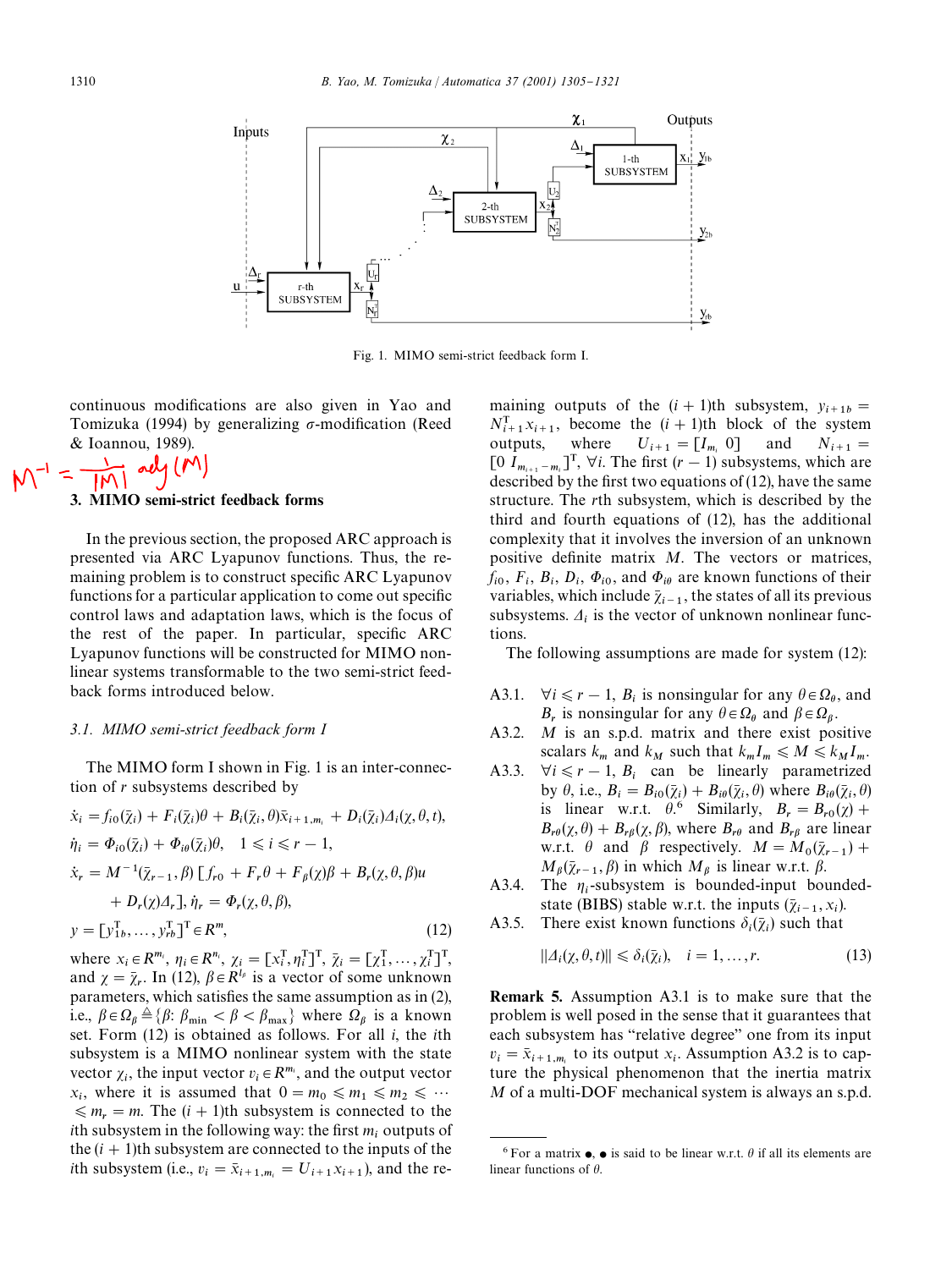Fig. 1. MIMO semi-strict feedback form I.

continuous modifications are also given in Yao and Tomizuka (1994) by generalizing $\sigma$-modification (Reed & Ioannou, 1989).

## 3. MIMO semi-strict feedback forms

In the previous section, the proposed ARC approach is presented via ARC Lyapunov functions. Thus, the remaining problem is to construct specific ARC Lyapunov functions for a particular application to come out specific control laws and adaptation laws, which is the focus of the rest of the paper. In particular, specific ARC Lyapunov functions will be constructed for MIMO nonlinear systems transformable to the two semi-strict feedback forms introduced below.

### 3.1. MIMO semi-strict feedback form I

The MIMO form I shown in Fig. 1 is an inter-connection of $r$ subsystems described by

$$
\begin{aligned}
\dot{x}_i &= f_{i0}(\bar{\chi}_i) + F_i(\bar{\chi}_i)\theta + B_i(\bar{\chi}_i,\theta)\bar{x}_{i+1,m_i} + D_i(\bar{\chi}_i)\Delta_i(\chi,\theta,t),\\
\dot{\eta}_i &= \Phi_{i0}(\bar{\chi}_i) + \Phi_{i\theta}(\bar{\chi}_i)\theta, \quad 1 \leqslant i \leqslant r-1,\\
\dot{x}_r &= M^{-1}(\bar{\chi}_{r-1},\beta)\,[f_{r0} + F_r\theta + F_\beta(\chi)\beta + B_r(\chi,\theta,\beta)u\\
&\quad + D_r(\chi)\Delta_r],\ \dot{\eta}_r = \Phi_r(\chi,\theta,\beta),\\
y &= [y_{1b}^{\mathrm{T}},\ldots,y_{rb}^{\mathrm{T}}]^{\mathrm{T}} \in R^m,
\end{aligned} \tag{12}
$$

where $x_i \in R^{m_i}$, $\eta_i \in R^{n_i}$, $\chi_i = [x_i^{\mathrm{T}}, \eta_i^{\mathrm{T}}]^{\mathrm{T}}$, $\bar{\chi}_i = [\chi_1^{\mathrm{T}},\ldots,\chi_i^{\mathrm{T}}]^{\mathrm{T}}$, and $\chi = \bar{\chi}_r$. In (12), $\beta \in R^{l_\beta}$ is a vector of some unknown parameters, which satisfies the same assumption as in (2), i.e., $\beta \in \Omega_\beta \triangleq \{\beta\colon \beta_{\min} < \beta < \beta_{\max}\}$ where $\Omega_\beta$ is a known set. Form (12) is obtained as follows. For all $i$, the $i$th subsystem is a MIMO nonlinear system with the state vector $\chi_i$, the input vector $v_i \in R^{m_i}$, and the output vector $x_i$, where it is assumed that $0 = m_0 \leqslant m_1 \leqslant m_2 \leqslant \cdots \leqslant m_r = m$. The $(i+1)$th subsystem is connected to the $i$th subsystem in the following way: the first $m_i$ outputs of the $(i+1)$th subsystem are connected to the inputs of the $i$th subsystem (i.e., $v_i = \bar{x}_{i+1,m_i} = U_{i+1}x_{i+1}$), and the remaining outputs of the $(i+1)$th subsystem, $y_{i+1b} = N_{i+1}^{\mathrm{T}}x_{i+1}$, become the $(i+1)$th block of the system outputs, where $U_{i+1} = [I_{m_i}\ 0]$ and $N_{i+1} = [0\ I_{m_{i+1}-m_i}]^{\mathrm{T}}$, $\forall i$. The first $(r-1)$ subsystems, which are described by the first two equations of (12), have the same structure. The $r$th subsystem, which is described by the third and fourth equations of (12), has the additional complexity that it involves the inversion of an unknown positive definite matrix $M$. The vectors or matrices, $f_{i0}$, $F_i$, $B_i$, $D_i$, $\Phi_{i0}$, and $\Phi_{i\theta}$ are known functions of their variables, which include $\bar{\chi}_{i-1}$, the states of all its previous subsystems. $\Delta_i$ is the vector of unknown nonlinear functions.

The following assumptions are made for system (12):

- A3.1. $\forall i \leqslant r-1$, $B_i$ is nonsingular for any $\theta \in \Omega_\theta$, and $B_r$ is nonsingular for any $\theta \in \Omega_\theta$ and $\beta \in \Omega_\beta$.
- A3.2. $M$ is an s.p.d. matrix and there exist positive scalars $k_m$ and $k_M$ such that $k_m I_m \leqslant M \leqslant k_M I_m$.
- A3.3. $\forall i \leqslant r-1$, $B_i$ can be linearly parametrized by $\theta$, i.e., $B_i = B_{i0}(\bar{\chi}_i) + B_{i\theta}(\bar{\chi}_i,\theta)$ where $B_{i\theta}(\bar{\chi}_i,\theta)$ is linear w.r.t. $\theta$.[6] Similarly, $B_r = B_{r0}(\chi) + B_{r\theta}(\chi,\theta) + B_{r\beta}(\chi,\beta)$, where $B_{r\theta}$ and $B_{r\beta}$ are linear w.r.t. $\theta$ and $\beta$ respectively. $M = M_0(\bar{\chi}_{r-1}) + M_\beta(\bar{\chi}_{r-1},\beta)$ in which $M_\beta$ is linear w.r.t. $\beta$.
- A3.4. The $\eta_i$-subsystem is bounded-input bounded-state (BIBS) stable w.r.t. the inputs $(\bar{\chi}_{i-1}, x_i)$.
- A3.5. There exist known functions $\delta_i(\bar{\chi}_i)$ such that

$$
\|\Delta_i(\chi,\theta,t)\| \leqslant \delta_i(\bar{\chi}_i), \quad i = 1,\ldots,r. \tag{13}
$$

**Remark 5.** Assumption A3.1 is to make sure that the problem is well posed in the sense that it guarantees that each subsystem has "relative degree" one from its input $v_i = \bar{x}_{i+1,m_i}$ to its output $x_i$. Assumption A3.2 is to capture the physical phenomenon that the inertia matrix $M$ of a multi-DOF mechanical system is always an s.p.d.

---

[6] For a matrix $\bullet$, $\bullet$ is said to be linear w.r.t. $\theta$ if all its elements are linear functions of $\theta$.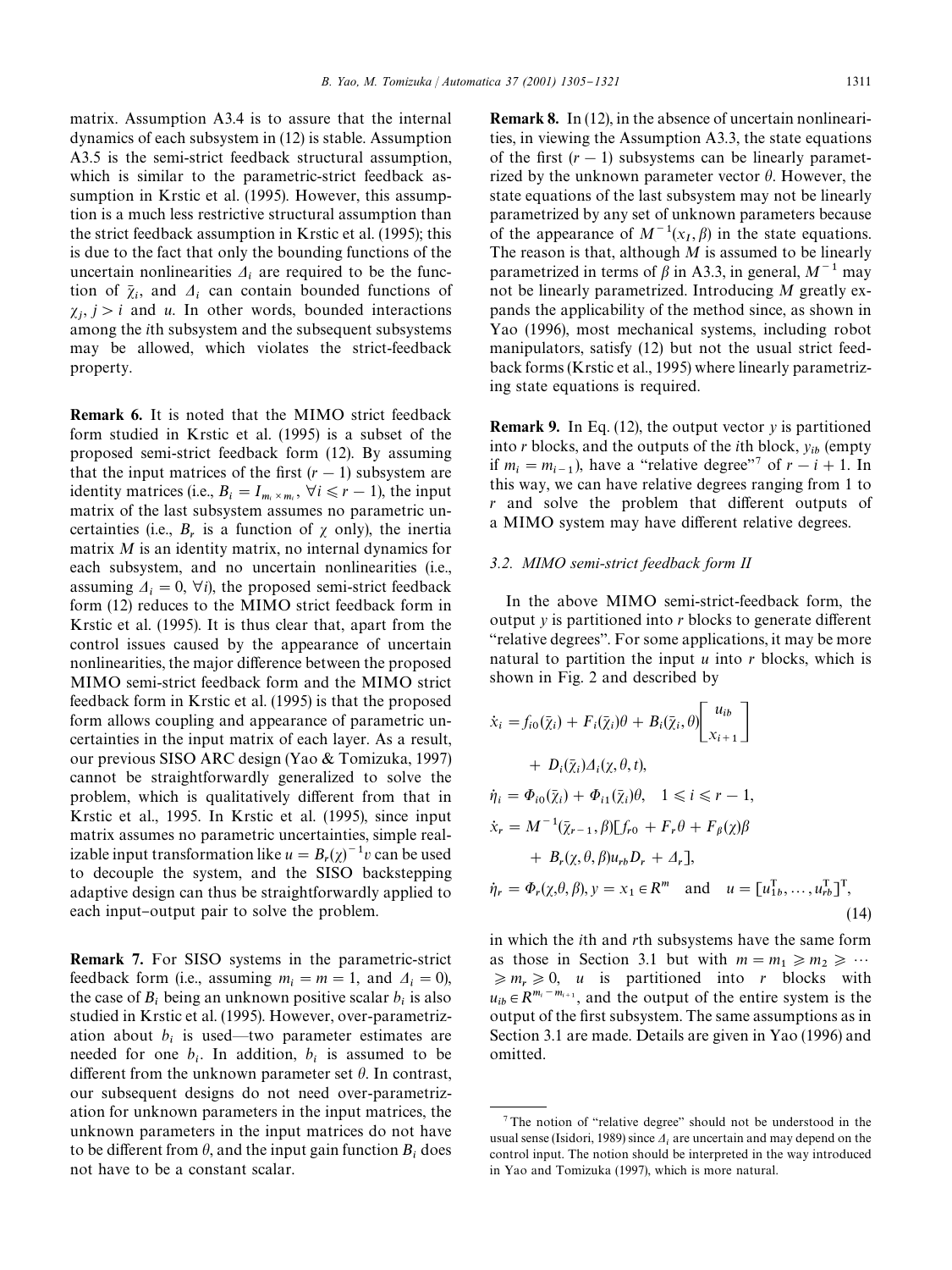matrix. Assumption A3.4 is to assure that the internal dynamics of each subsystem in (12) is stable. Assumption A3.5 is the semi-strict feedback structural assumption, which is similar to the parametric-strict feedback assumption in Krstic et al. (1995). However, this assumption is a much less restrictive structural assumption than the strict feedback assumption in Krstic et al. (1995); this is due to the fact that only the bounding functions of the uncertain nonlinearities $\Delta_i$ are required to be the function of $\bar{\chi}_i$, and $\Delta_i$ can contain bounded functions of $\chi_j$, $j > i$ and $u$. In other words, bounded interactions among the $i$th subsystem and the subsequent subsystems may be allowed, which violates the strict-feedback property.

**Remark 6.** It is noted that the MIMO strict feedback form studied in Krstic et al. (1995) is a subset of the proposed semi-strict feedback form (12). By assuming that the input matrices of the first $(r-1)$ subsystem are identity matrices (i.e., $B_i = I_{m_i \times m_i}$, $\forall i \leqslant r-1$), the input matrix of the last subsystem assumes no parametric uncertainties (i.e., $B_r$ is a function of $\chi$ only), the inertia matrix $M$ is an identity matrix, no internal dynamics for each subsystem, and no uncertain nonlinearities (i.e., assuming $\Delta_i = 0$, $\forall i$), the proposed semi-strict feedback form (12) reduces to the MIMO strict feedback form in Krstic et al. (1995). It is thus clear that, apart from the control issues caused by the appearance of uncertain nonlinearities, the major difference between the proposed MIMO semi-strict feedback form and the MIMO strict feedback form in Krstic et al. (1995) is that the proposed form allows coupling and appearance of parametric uncertainties in the input matrix of each layer. As a result, our previous SISO ARC design (Yao & Tomizuka, 1997) cannot be straightforwardly generalized to solve the problem, which is qualitatively different from that in Krstic et al., 1995. In Krstic et al. (1995), since input matrix assumes no parametric uncertainties, simple realizable input transformation like $u = B_r(\chi)^{-1}v$ can be used to decouple the system, and the SISO backstepping adaptive design can thus be straightforwardly applied to each input–output pair to solve the problem.

**Remark 7.** For SISO systems in the parametric-strict feedback form (i.e., assuming $m_i = m = 1$, and $\Delta_i = 0$), the case of $B_i$ being an unknown positive scalar $b_i$ is also studied in Krstic et al. (1995). However, over-parametrization about $b_i$ is used—two parameter estimates are needed for one $b_i$. In addition, $b_i$ is assumed to be different from the unknown parameter set $\theta$. In contrast, our subsequent designs do not need over-parametrization for unknown parameters in the input matrices, the unknown parameters in the input matrices do not have to be different from $\theta$, and the input gain function $B_i$ does not have to be a constant scalar.

**Remark 8.** In (12), in the absence of uncertain nonlinearities, in viewing the Assumption A3.3, the state equations of the first $(r-1)$ subsystems can be linearly parametrized by the unknown parameter vector $\theta$. However, the state equations of the last subsystem may not be linearly parametrized by any set of unknown parameters because of the appearance of $M^{-1}(x_I, \beta)$ in the state equations. The reason is that, although $M$ is assumed to be linearly parametrized in terms of $\beta$ in A3.3, in general, $M^{-1}$ may not be linearly parametrized. Introducing $M$ greatly expands the applicability of the method since, as shown in Yao (1996), most mechanical systems, including robot manipulators, satisfy (12) but not the usual strict feedback forms (Krstic et al., 1995) where linearly parametrizing state equations is required.

**Remark 9.** In Eq. (12), the output vector $y$ is partitioned into $r$ blocks, and the outputs of the $i$th block, $y_{ib}$ (empty if $m_i = m_{i-1}$), have a "relative degree"[7] of $r - i + 1$. In this way, we can have relative degrees ranging from 1 to $r$ and solve the problem that different outputs of a MIMO system may have different relative degrees.

### 3.2. MIMO semi-strict feedback form II

In the above MIMO semi-strict-feedback form, the output $y$ is partitioned into $r$ blocks to generate different "relative degrees". For some applications, it may be more natural to partition the input $u$ into $r$ blocks, which is shown in Fig. 2 and described by

$$
\begin{aligned}
\dot{x}_i &= f_{i0}(\bar{\chi}_i) + F_i(\bar{\chi}_i)\theta + B_i(\bar{\chi}_i, \theta)\begin{bmatrix} u_{ib} \\ x_{i+1} \end{bmatrix} \\
&\quad + D_i(\bar{\chi}_i)\Delta_i(\chi, \theta, t), \\
\dot{\eta}_i &= \Phi_{i0}(\bar{\chi}_i) + \Phi_{i1}(\bar{\chi}_i)\theta, \quad 1 \leqslant i \leqslant r-1, \\
\dot{x}_r &= M^{-1}(\bar{\chi}_{r-1}, \beta)[f_{r0} + F_r\theta + F_\beta(\chi)\beta \\
&\quad + B_r(\chi, \theta, \beta)u_{rb}D_r + \Delta_r], \\
\dot{\eta}_r &= \Phi_r(\chi, \theta, \beta), \; y = x_1 \in R^m \quad \text{and} \quad u = [u_{1b}^{\mathrm{T}}, \ldots, u_{rb}^{\mathrm{T}}]^{\mathrm{T}},
\end{aligned}
\tag{14}
$$

in which the $i$th and $r$th subsystems have the same form as those in Section 3.1 but with $m = m_1 \geqslant m_2 \geqslant \cdots \geqslant m_r \geqslant 0$, $u$ is partitioned into $r$ blocks with $u_{ib} \in R^{m_i - m_{i+1}}$, and the output of the entire system is the output of the first subsystem. The same assumptions as in Section 3.1 are made. Details are given in Yao (1996) and omitted.

---

[7] The notion of "relative degree" should not be understood in the usual sense (Isidori, 1989) since $\Delta_i$ are uncertain and may depend on the control input. The notion should be interpreted in the way introduced in Yao and Tomizuka (1997), which is more natural.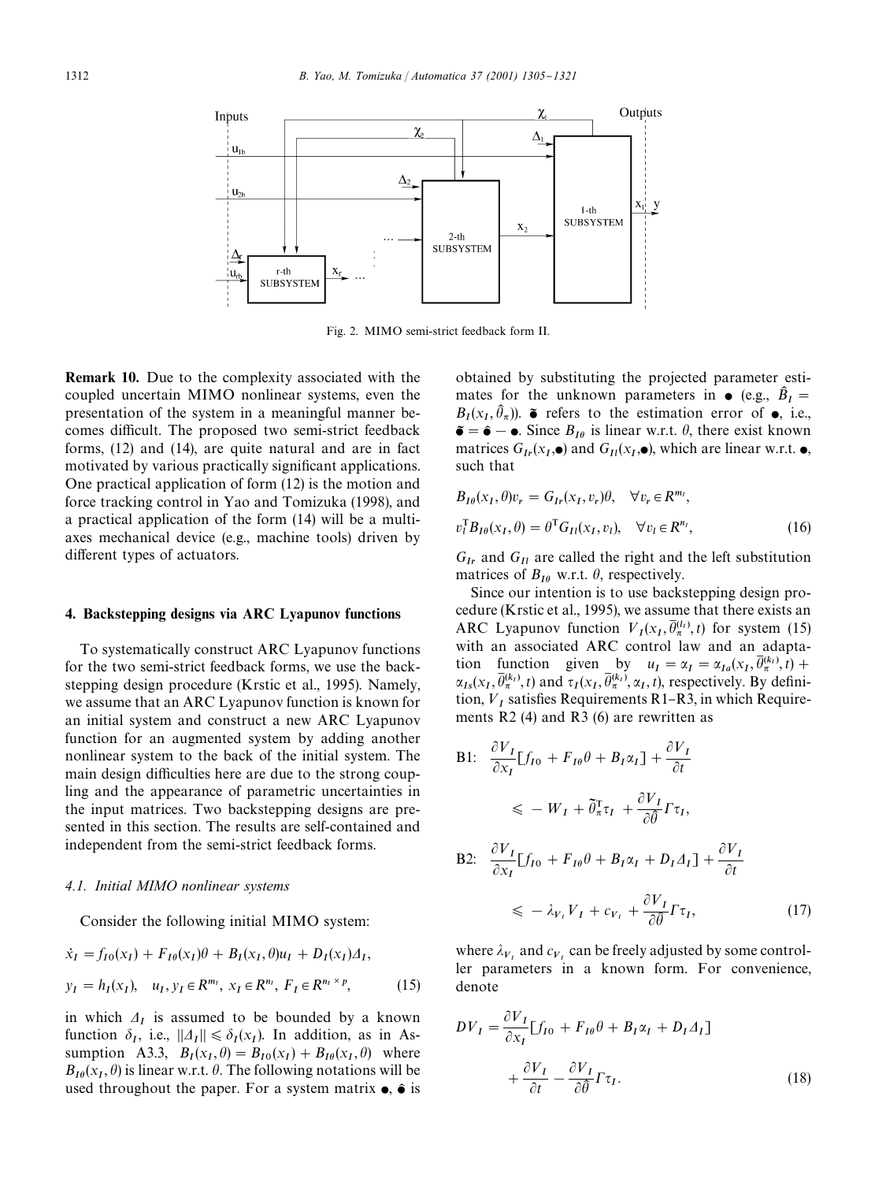Fig. 2. MIMO semi-strict feedback form II.

**Remark 10.** Due to the complexity associated with the coupled uncertain MIMO nonlinear systems, even the presentation of the system in a meaningful manner becomes difficult. The proposed two semi-strict feedback forms, (12) and (14), are quite natural and are in fact motivated by various practically significant applications. One practical application of form (12) is the motion and force tracking control in Yao and Tomizuka (1998), and a practical application of the form (14) will be a multi-axes mechanical device (e.g., machine tools) driven by different types of actuators.

## 4. Backstepping designs via ARC Lyapunov functions

To systematically construct ARC Lyapunov functions for the two semi-strict feedback forms, we use the backstepping design procedure (Krstic et al., 1995). Namely, we assume that an ARC Lyapunov function is known for an initial system and construct a new ARC Lyapunov function for an augmented system by adding another nonlinear system to the back of the initial system. The main design difficulties here are due to the strong coupling and the appearance of parametric uncertainties in the input matrices. Two backstepping designs are presented in this section. The results are self-contained and independent from the semi-strict feedback forms.

### 4.1. Initial MIMO nonlinear systems

Consider the following initial MIMO system:

$$\dot{x}_I = f_{I0}(x_I) + F_{I\theta}(x_I)\theta + B_I(x_I,\theta)u_I + D_I(x_I)\Delta_I,$$

$$y_I = h_I(x_I), \quad u_I, y_I \in R^{m_I}, \ x_I \in R^{n_I}, \ F_I \in R^{n_I \times p}, \tag{15}$$

in which $\Delta_I$ is assumed to be bounded by a known function $\delta_I$, i.e., $\|\Delta_I\| \leqslant \delta_I(x_I)$. In addition, as in Assumption A3.3, $B_I(x_I,\theta) = B_{I0}(x_I) + B_{I\theta}(x_I,\theta)$ where $B_{I\theta}(x_I,\theta)$ is linear w.r.t. $\theta$. The following notations will be used throughout the paper. For a system matrix $\bullet$, $\hat{\bullet}$ is obtained by substituting the projected parameter estimates for the unknown parameters in $\bullet$ (e.g., $\hat{B}_I = B_I(x_I, \hat{\theta}_\pi)$). $\tilde{\bullet}$ refers to the estimation error of $\bullet$, i.e., $\tilde{\bullet} = \hat{\bullet} - \bullet$. Since $B_{I\theta}$ is linear w.r.t. $\theta$, there exist known matrices $G_{Ir}(x_I,\bullet)$ and $G_{Il}(x_I,\bullet)$, which are linear w.r.t. $\bullet$, such that

$$B_{I\theta}(x_I,\theta)v_r = G_{Ir}(x_I,v_r)\theta, \quad \forall v_r \in R^{m_I},$$

$$v_l^{\mathrm{T}} B_{I\theta}(x_I,\theta) = \theta^{\mathrm{T}} G_{Il}(x_I,v_l), \quad \forall v_l \in R^{n_I}, \tag{16}$$

$G_{Ir}$ and $G_{Il}$ are called the right and the left substitution matrices of $B_{I\theta}$ w.r.t. $\theta$, respectively.

Since our intention is to use backstepping design procedure (Krstic et al., 1995), we assume that there exists an ARC Lyapunov function $V_I(x_I, \bar{\theta}_\pi^{(l_I)}, t)$ for system (15) with an associated ARC control law and an adaptation function given by $u_I = \alpha_I = \alpha_{Ia}(x_I, \bar{\theta}_\pi^{(k_I)}, t) + \alpha_{Is}(x_I, \bar{\theta}_\pi^{(k_I)}, t)$ and $\tau_I(x_I, \bar{\theta}_\pi^{(k_I)}, \alpha_I, t)$, respectively. By definition, $V_I$ satisfies Requirements R1–R3, in which Requirements R2 (4) and R3 (6) are rewritten as

$$\text{B1:} \quad \frac{\partial V_I}{\partial x_I}[f_{I0} + F_{I\theta}\theta + B_I\alpha_I] + \frac{\partial V_I}{\partial t} \leqslant -W_I + \tilde{\theta}_\pi^{\mathrm{T}}\tau_I + \frac{\partial V_I}{\partial \hat{\theta}}\Gamma\tau_I,$$

$$\text{B2:} \quad \frac{\partial V_I}{\partial x_I}[f_{I0} + F_{I\theta}\theta + B_I\alpha_I + D_I\Delta_I] + \frac{\partial V_I}{\partial t} \leqslant -\lambda_{V_I}V_I + c_{V_I} + \frac{\partial V_I}{\partial \hat{\theta}}\Gamma\tau_I, \tag{17}$$

where $\lambda_{V_I}$ and $c_{V_I}$ can be freely adjusted by some controller parameters in a known form. For convenience, denote

$$DV_I = \frac{\partial V_I}{\partial x_I}[f_{I0} + F_{I\theta}\theta + B_I\alpha_I + D_I\Delta_I] + \frac{\partial V_I}{\partial t} - \frac{\partial V_I}{\partial \hat{\theta}}\Gamma\tau_I. \tag{18}$$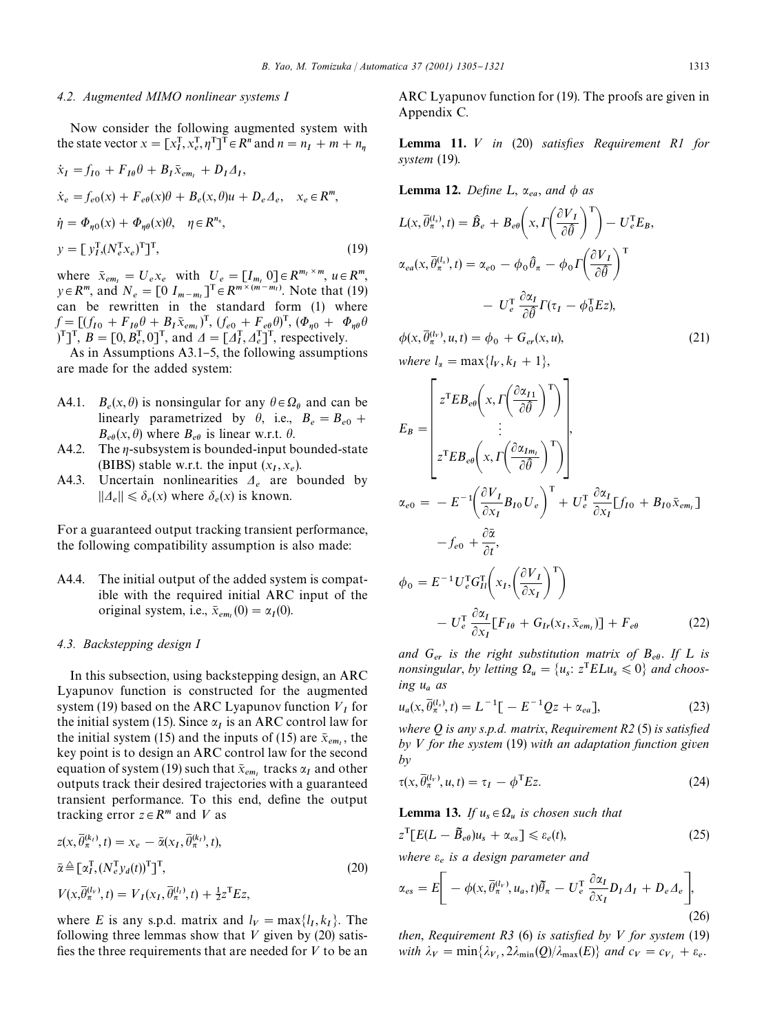### 4.2. Augmented MIMO nonlinear systems I

Now consider the following augmented system with the state vector $x = [x_I^T, x_e^T, \eta^T]^T \in R^n$ and $n = n_I + m + n_\eta$

$$
\begin{aligned}
\dot{x}_I &= f_{I0} + F_{I\theta}\theta + B_I \bar{x}_{em_I} + D_I \Delta_I, \\
\dot{x}_e &= f_{e0}(x) + F_{e\theta}(x)\theta + B_e(x,\theta)u + D_e \Delta_e, \quad x_e \in R^m, \\
\dot{\eta} &= \Phi_{\eta 0}(x) + \Phi_{\eta\theta}(x)\theta, \quad \eta \in R^{n_\eta}, \\
y &= [\, y_I^T, (N_e^T x_e)^T]^T,
\end{aligned}
\tag{19}
$$

where $\bar{x}_{em_I} = U_e x_e$ with $U_e = [I_{m_I}\ 0] \in R^{m_I \times m}$, $u \in R^m$, $y \in R^m$, and $N_e = [0\ I_{m-m_I}]^T \in R^{m \times (m-m_I)}$. Note that (19) can be rewritten in the standard form (1) where $f = [(f_{I0} + F_{I\theta}\theta + B_I \bar{x}_{em_I})^T, (f_{e0} + F_{e\theta}\theta)^T, (\Phi_{\eta 0} + \Phi_{\eta\theta}\theta)^T]^T$, $B = [0, B_e^T, 0]^T$, and $\Delta = [\Delta_I^T, \Delta_e^T]^T$, respectively.

As in Assumptions A3.1–5, the following assumptions are made for the added system:

- A4.1. $B_e(x,\theta)$ is nonsingular for any $\theta \in \Omega_\theta$ and can be linearly parametrized by $\theta$, i.e., $B_e = B_{e0} + B_{e\theta}(x,\theta)$ where $B_{e\theta}$ is linear w.r.t. $\theta$.
- A4.2. The $\eta$-subsystem is bounded-input bounded-state (BIBS) stable w.r.t. the input $(x_I, x_e)$.
- A4.3. Uncertain nonlinearities $\Delta_e$ are bounded by $\|\Delta_e\| \leqslant \delta_e(x)$ where $\delta_e(x)$ is known.

For a guaranteed output tracking transient performance, the following compatibility assumption is also made:

- A4.4. The initial output of the added system is compatible with the required initial ARC input of the original system, i.e., $\bar{x}_{em_I}(0) = \alpha_I(0)$.

### 4.3. Backstepping design I

In this subsection, using backstepping design, an ARC Lyapunov function is constructed for the augmented system (19) based on the ARC Lyapunov function $V_I$ for the initial system (15). Since $\alpha_I$ is an ARC control law for the initial system (15) and the inputs of (15) are $\bar{x}_{em_I}$, the key point is to design an ARC control law for the second equation of system (19) such that $\bar{x}_{em_I}$ tracks $\alpha_I$ and other outputs track their desired trajectories with a guaranteed transient performance. To this end, define the output tracking error $z \in R^m$ and $V$ as

$$
\begin{aligned}
z(x, \bar{\theta}_\pi^{(k_I)}, t) &= x_e - \bar{\alpha}(x_I, \bar{\theta}_\pi^{(k_I)}, t), \\
\bar{\alpha} &\triangleq [\alpha_I^T, (N_e^T y_d(t))^T]^T, \\
V(x, \bar{\theta}_\pi^{(l_V)}, t) &= V_I(x_I, \bar{\theta}_\pi^{(l_I)}, t) + \tfrac{1}{2} z^T E z,
\end{aligned}
\tag{20}
$$

where $E$ is any s.p.d. matrix and $l_V = \max\{l_I, k_I\}$. The following three lemmas show that $V$ given by (20) satisfies the three requirements that are needed for $V$ to be an ARC Lyapunov function for (19). The proofs are given in Appendix C.

**Lemma 11.** *$V$ in (20) satisfies Requirement R1 for system (19).*

**Lemma 12.** *Define $L$, $\alpha_{ea}$, and $\phi$ as*

$$
\begin{aligned}
L(x, \bar{\theta}_\pi^{(l_\alpha)}, t) &= \hat{B}_e + B_{e\theta}\left(x, \Gamma\left(\frac{\partial V_I}{\partial \hat{\theta}}\right)^T\right) - U_e^T E_B, \\
\alpha_{ea}(x, \bar{\theta}_\pi^{(l_\alpha)}, t) &= \alpha_{e0} - \phi_0 \hat{\theta}_\pi - \phi_0 \Gamma\left(\frac{\partial V_I}{\partial \hat{\theta}}\right)^T \\
&\quad - U_e^T \frac{\partial \alpha_I}{\partial \hat{\theta}} \Gamma(\tau_I - \phi_0^T E z), \\
\phi(x, \bar{\theta}_\pi^{(l_V)}, u, t) &= \phi_0 + G_{er}(x, u),
\end{aligned}
\tag{21}
$$

*where $l_\alpha = \max\{l_V, k_I + 1\}$,*

$$
\begin{aligned}
E_B &= \begin{bmatrix} z^T E B_{e\theta}\left(x, \Gamma\left(\frac{\partial \alpha_{I1}}{\partial \hat{\theta}}\right)^T\right) \\ \vdots \\ z^T E B_{e\theta}\left(x, \Gamma\left(\frac{\partial \alpha_{Im_I}}{\partial \hat{\theta}}\right)^T\right) \end{bmatrix}, \\
\alpha_{e0} &= -E^{-1}\left(\frac{\partial V_I}{\partial x_I} B_{I0} U_e\right)^T + U_e^T \frac{\partial \alpha_I}{\partial x_I}[f_{I0} + B_{I0}\bar{x}_{em_I}] \\
&\quad - f_{e0} + \frac{\partial \bar{\alpha}}{\partial t}, \\
\phi_0 &= E^{-1} U_e^T G_{Il}^T\left(x_I, \left(\frac{\partial V_I}{\partial x_I}\right)^T\right) \\
&\quad - U_e^T \frac{\partial \alpha_I}{\partial x_I}[F_{I\theta} + G_{Ir}(x_I, \bar{x}_{em_I})] + F_{e\theta}
\end{aligned}
\tag{22}
$$

*and $G_{er}$ is the right substitution matrix of $B_{e\theta}$. If $L$ is nonsingular, by letting $\Omega_u = \{u_s\colon z^T E L u_s \leqslant 0\}$ and choosing $u_a$ as*

$$
u_a(x, \bar{\theta}_\pi^{(l_\alpha)}, t) = L^{-1}[-E^{-1} Q z + \alpha_{ea}],
\tag{23}
$$

*where $Q$ is any s.p.d. matrix, Requirement R2 (5) is satisfied by $V$ for the system (19) with an adaptation function given by*

$$
\tau(x, \bar{\theta}_\pi^{(l_V)}, u, t) = \tau_I - \phi^T E z.
\tag{24}
$$

**Lemma 13.** *If $u_s \in \Omega_u$ is chosen such that*

$$
z^T[E(L - \tilde{B}_{e\theta})u_s + \alpha_{es}] \leqslant \varepsilon_e(t),
\tag{25}
$$

*where $\varepsilon_e$ is a design parameter and*

$$
\alpha_{es} = E\left[-\phi(x, \bar{\theta}_\pi^{(l_V)}, u_a, t)\tilde{\theta}_\pi - U_e^T \frac{\partial \alpha_I}{\partial x_I} D_I \Delta_I + D_e \Delta_e\right],
\tag{26}
$$

*then, Requirement R3 (6) is satisfied by $V$ for system (19) with $\lambda_V = \min\{\lambda_{V_I}, 2\lambda_{\min}(Q)/\lambda_{\max}(E)\}$ and $c_V = c_{V_I} + \varepsilon_e$.*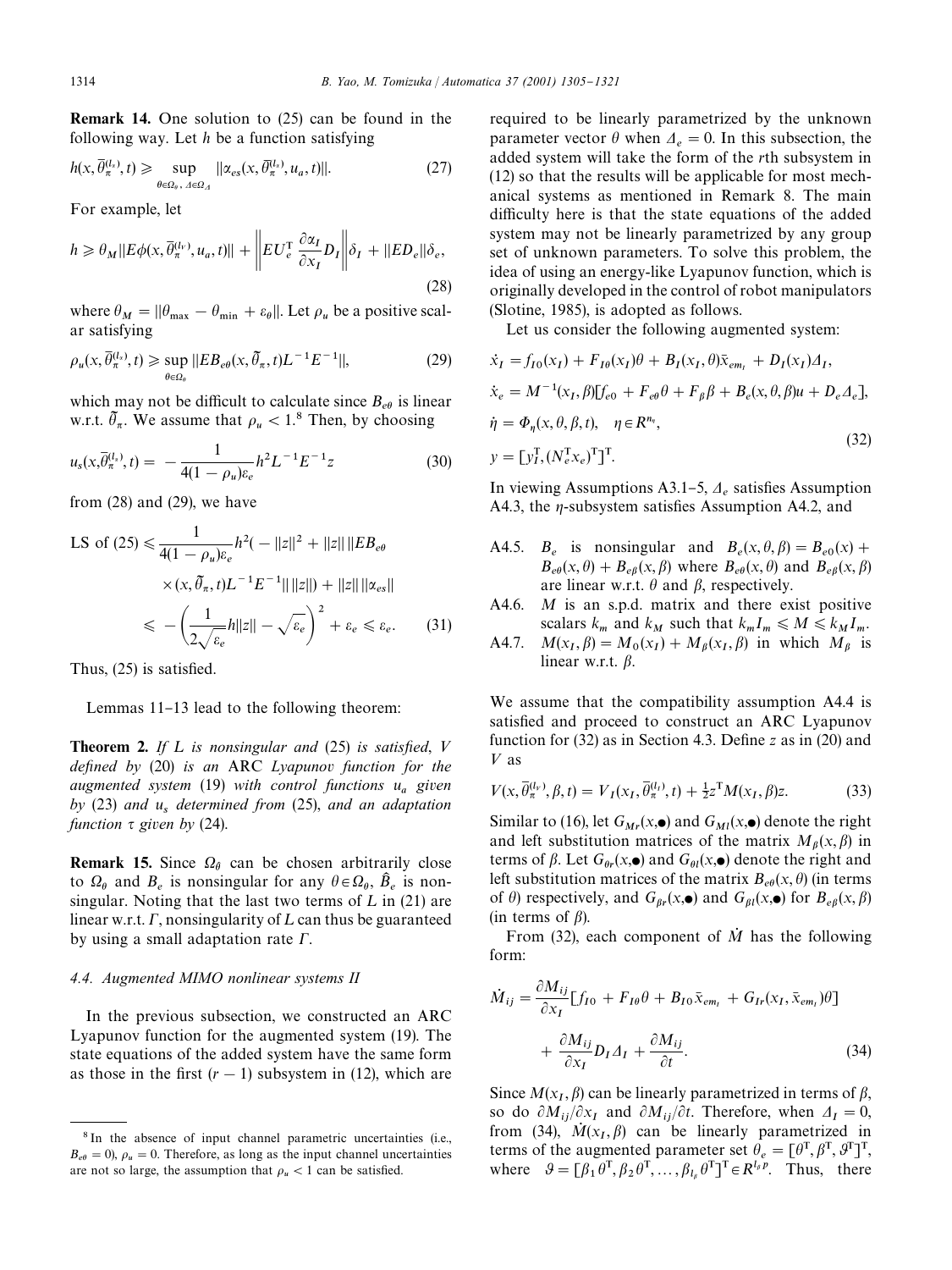**Remark 14.** One solution to (25) can be found in the following way. Let $h$ be a function satisfying

$$h(x,\bar{\theta}_\pi^{(l_s)},t) \geqslant \sup_{\theta\in\Omega_\theta,\ \Delta\in\Omega_\Delta} \|\alpha_{es}(x,\bar{\theta}_\pi^{(l_s)},u_a,t)\|. \tag{27}$$

For example, let

$$h \geqslant \theta_M \|E\phi(x,\bar{\theta}_\pi^{(l_v)},u_a,t)\| + \left\|EU_e^{\mathrm{T}}\frac{\partial\alpha_I}{\partial x_I}D_I\right\|\delta_I + \|ED_e\|\delta_e, \tag{28}$$

where $\theta_M = \|\theta_{\max} - \theta_{\min} + \varepsilon_\theta\|$. Let $\rho_u$ be a positive scalar satisfying

$$\rho_u(x,\bar{\theta}_\pi^{(l_s)},t) \geqslant \sup_{\theta\in\Omega_\theta} \|EB_{e\theta}(x,\tilde{\theta}_\pi,t)L^{-1}E^{-1}\|, \tag{29}$$

which may not be difficult to calculate since $B_{e\theta}$ is linear w.r.t. $\tilde{\theta}_\pi$. We assume that $\rho_u < 1$.[8] Then, by choosing

$$u_s(x,\bar{\theta}_\pi^{(l_s)},t) = -\frac{1}{4(1-\rho_u)\varepsilon_e}h^2L^{-1}E^{-1}z \tag{30}$$

from (28) and (29), we have

$$\begin{aligned}\text{LS of (25)} &\leqslant \frac{1}{4(1-\rho_u)\varepsilon_e}h^2(-\|z\|^2 + \|z\|\,\|EB_{e\theta} \\ &\quad\times(x,\tilde{\theta}_\pi,t)L^{-1}E^{-1}\|\,\|z\|) + \|z\|\,\|\alpha_{es}\| \\ &\leqslant -\left(\frac{1}{2\sqrt{\varepsilon_e}}h\|z\| - \sqrt{\varepsilon_e}\right)^2 + \varepsilon_e \leqslant \varepsilon_e. \end{aligned}\tag{31}$$

Thus, (25) is satisfied.

Lemmas 11–13 lead to the following theorem:

**Theorem 2.** *If $L$ is nonsingular and (25) is satisfied, $V$ defined by (20) is an* ARC *Lyapunov function for the augmented system (19) with control functions $u_a$ given by (23) and $u_s$ determined from (25), and an adaptation function $\tau$ given by (24).*

**Remark 15.** Since $\Omega_\theta$ can be chosen arbitrarily close to $\Omega_\theta$ and $B_e$ is nonsingular for any $\theta\in\Omega_\theta$, $\hat{B}_e$ is nonsingular. Noting that the last two terms of $L$ in (21) are linear w.r.t. $\Gamma$, nonsingularity of $L$ can thus be guaranteed by using a small adaptation rate $\Gamma$.

### 4.4. Augmented MIMO nonlinear systems II

In the previous subsection, we constructed an ARC Lyapunov function for the augmented system (19). The state equations of the added system have the same form as those in the first $(r-1)$ subsystem in (12), which are required to be linearly parametrized by the unknown parameter vector $\theta$ when $\Delta_e = 0$. In this subsection, the added system will take the form of the $r$th subsystem in (12) so that the results will be applicable for most mechanical systems as mentioned in Remark 8. The main difficulty here is that the state equations of the added system may not be linearly parametrized by any group set of unknown parameters. To solve this problem, the idea of using an energy-like Lyapunov function, which is originally developed in the control of robot manipulators (Slotine, 1985), is adopted as follows.

Let us consider the following augmented system:

$$\begin{aligned}\dot{x}_I &= f_{I0}(x_I) + F_{I\theta}(x_I)\theta + B_I(x_I,\theta)\bar{x}_{em_I} + D_I(x_I)\Delta_I,\\ \dot{x}_e &= M^{-1}(x_I,\beta)[f_{e0} + F_{e\theta}\theta + F_\beta\beta + B_e(x,\theta,\beta)u + D_e\Delta_e],\\ \dot{\eta} &= \Phi_\eta(x,\theta,\beta,t),\quad \eta\in R^{n_\eta},\\ y &= [y_I^{\mathrm{T}},(N_e^{\mathrm{T}}x_e)^{\mathrm{T}}]^{\mathrm{T}}.\end{aligned}\tag{32}$$

In viewing Assumptions A3.1–5, $\Delta_e$ satisfies Assumption A4.3, the $\eta$-subsystem satisfies Assumption A4.2, and

- A4.5. $B_e$ is nonsingular and $B_e(x,\theta,\beta) = B_{e0}(x) + B_{e\theta}(x,\theta) + B_{e\beta}(x,\beta)$ where $B_{e\theta}(x,\theta)$ and $B_{e\beta}(x,\beta)$ are linear w.r.t. $\theta$ and $\beta$, respectively.
- A4.6. $M$ is an s.p.d. matrix and there exist positive scalars $k_m$ and $k_M$ such that $k_mI_m \leqslant M \leqslant k_MI_m$.
- A4.7. $M(x_I,\beta) = M_0(x_I) + M_\beta(x_I,\beta)$ in which $M_\beta$ is linear w.r.t. $\beta$.

We assume that the compatibility assumption A4.4 is satisfied and proceed to construct an ARC Lyapunov function for (32) as in Section 4.3. Define $z$ as in (20) and $V$ as

$$V(x,\bar{\theta}_\pi^{(l_v)},\beta,t) = V_I(x_I,\bar{\theta}_\pi^{(l_I)},t) + \tfrac{1}{2}z^{\mathrm{T}}M(x_I,\beta)z. \tag{33}$$

Similar to (16), let $G_{Mr}(x,\bullet)$ and $G_{Ml}(x,\bullet)$ denote the right and left substitution matrices of the matrix $M_\beta(x,\beta)$ in terms of $\beta$. Let $G_{\theta r}(x,\bullet)$ and $G_{\theta l}(x,\bullet)$ denote the right and left substitution matrices of the matrix $B_{e\theta}(x,\theta)$ (in terms of $\theta$) respectively, and $G_{\beta r}(x,\bullet)$ and $G_{\beta l}(x,\bullet)$ for $B_{e\beta}(x,\beta)$ (in terms of $\beta$).

From (32), each component of $\dot{M}$ has the following form:

$$\dot{M}_{ij} = \frac{\partial M_{ij}}{\partial x_I}[f_{I0} + F_{I\theta}\theta + B_{I0}\bar{x}_{em_I} + G_{Ir}(x_I,\bar{x}_{em_I})\theta] + \frac{\partial M_{ij}}{\partial x_I}D_I\Delta_I + \frac{\partial M_{ij}}{\partial t}. \tag{34}$$

Since $M(x_I,\beta)$ can be linearly parametrized in terms of $\beta$, so do $\partial M_{ij}/\partial x_I$ and $\partial M_{ij}/\partial t$. Therefore, when $\Delta_I = 0$, from (34), $\dot{M}(x_I,\beta)$ can be linearly parametrized in terms of the augmented parameter set $\theta_e = [\theta^{\mathrm{T}},\beta^{\mathrm{T}},\vartheta^{\mathrm{T}}]^{\mathrm{T}}$, where $\vartheta = [\beta_1\theta^{\mathrm{T}},\beta_2\theta^{\mathrm{T}},\ldots,\beta_{l_\beta}\theta^{\mathrm{T}}]^{\mathrm{T}} \in R^{l_\beta p}$. Thus, there

---

[8] In the absence of input channel parametric uncertainties (i.e., $B_{e\theta} = 0$), $\rho_u = 0$. Therefore, as long as the input channel uncertainties are not so large, the assumption that $\rho_u < 1$ can be satisfied.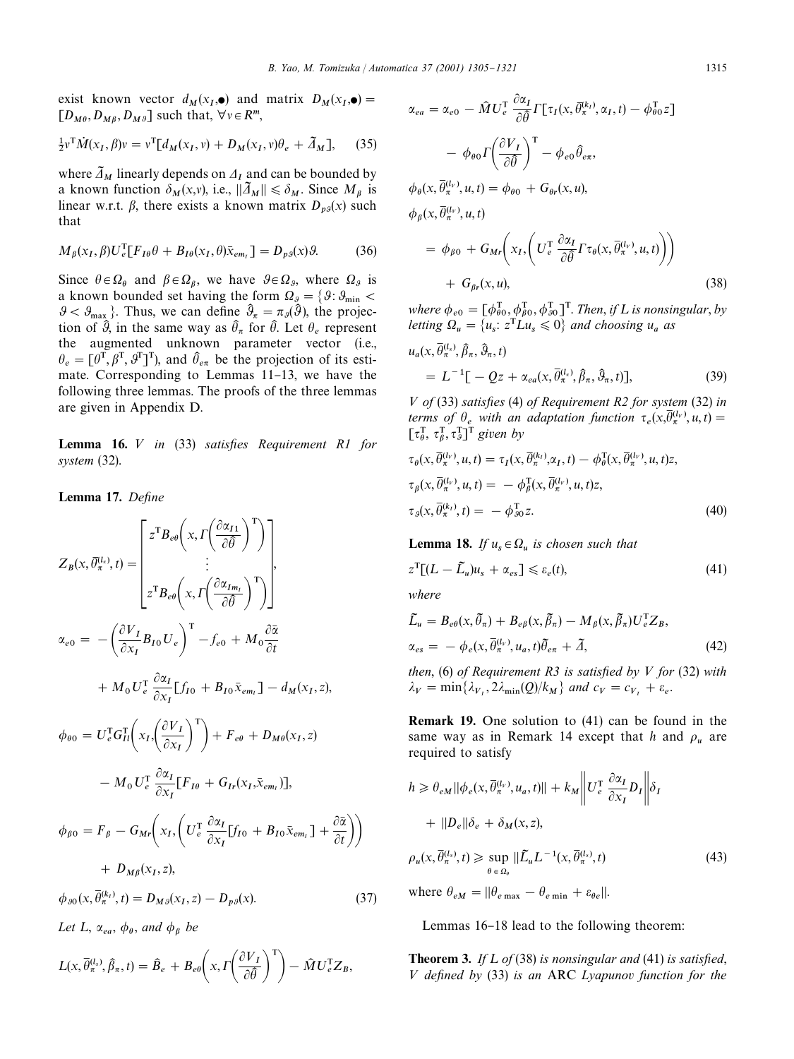exist known vector $d_M(x_I,\bullet)$ and matrix $D_M(x_I,\bullet) = [D_{M\theta}, D_{M\beta}, D_{M\vartheta}]$ such that, $\forall v \in R^m$,

$$\tfrac{1}{2} v^{\mathrm{T}} \dot{M}(x_I, \beta) v = v^{\mathrm{T}} [d_M(x_I, v) + D_M(x_I, v)\theta_e + \tilde{\Delta}_M], \tag{35}$$

where $\tilde{\Delta}_M$ linearly depends on $\Delta_I$ and can be bounded by a known function $\delta_M(x,v)$, i.e., $\|\tilde{\Delta}_M\| \leqslant \delta_M$. Since $M_\beta$ is linear w.r.t. $\beta$, there exists a known matrix $D_{p\vartheta}(x)$ such that

$$M_\beta(x_I, \beta) U_e^{\mathrm{T}} [F_{I\theta}\theta + B_{I\theta}(x_I,\theta)\bar{x}_{em_I}] = D_{p\vartheta}(x)\vartheta. \tag{36}$$

Since $\theta \in \Omega_\theta$ and $\beta \in \Omega_\beta$, we have $\vartheta \in \Omega_\vartheta$, where $\Omega_\vartheta$ is a known bounded set having the form $\Omega_\vartheta = \{\vartheta: \vartheta_{\min} < \vartheta < \vartheta_{\max}\}$. Thus, we can define $\hat{\vartheta}_\pi = \pi_\vartheta(\hat{\vartheta})$, the projection of $\hat{\vartheta}$, in the same way as $\hat{\theta}_\pi$ for $\hat{\theta}$. Let $\theta_e$ represent the augmented unknown parameter vector (i.e., $\theta_e = [\theta^{\mathrm{T}}, \beta^{\mathrm{T}}, \vartheta^{\mathrm{T}}]^{\mathrm{T}}$), and $\hat{\theta}_{e\pi}$ be the projection of its estimate. Corresponding to Lemmas 11–13, we have the following three lemmas. The proofs of the three lemmas are given in Appendix D.

**Lemma 16.** *$V$ in* (33) *satisfies Requirement R1 for system* (32).

**Lemma 17.** *Define*

$$Z_B(x, \bar{\theta}_\pi^{(l_s)}, t) = \begin{bmatrix} z^{\mathrm{T}} B_{e\theta}\left(x, \Gamma\left(\dfrac{\partial \alpha_{I1}}{\partial \hat{\theta}}\right)^{\mathrm{T}}\right) \\ \vdots \\ z^{\mathrm{T}} B_{e\theta}\left(x, \Gamma\left(\dfrac{\partial \alpha_{Im_I}}{\partial \hat{\theta}}\right)^{\mathrm{T}}\right) \end{bmatrix},$$

$$\alpha_{e0} = -\left(\frac{\partial V_I}{\partial x_I} B_{I0} U_e\right)^{\mathrm{T}} - f_{e0} + M_0 \frac{\partial \bar{\alpha}}{\partial t} + M_0 U_e^{\mathrm{T}} \frac{\partial \alpha_I}{\partial x_I}[f_{I0} + B_{I0}\bar{x}_{em_I}] - d_M(x_I, z),$$

$$\phi_{\theta 0} = U_e^{\mathrm{T}} G_{Il}^{\mathrm{T}}\left(x_I, \left(\frac{\partial V_I}{\partial x_I}\right)^{\mathrm{T}}\right) + F_{e\theta} + D_{M\theta}(x_I, z) - M_0 U_e^{\mathrm{T}} \frac{\partial \alpha_I}{\partial x_I}[F_{I\theta} + G_{Ir}(x_I, \bar{x}_{em_I})],$$

$$\phi_{\beta 0} = F_\beta - G_{Mr}\left(x_I, \left(U_e^{\mathrm{T}} \frac{\partial \alpha_I}{\partial x_I}[f_{I0} + B_{I0}\bar{x}_{em_I}] + \frac{\partial \bar{\alpha}}{\partial t}\right)\right) + D_{M\beta}(x_I, z),$$

$$\phi_{\vartheta 0}(x, \bar{\theta}_\pi^{(k_I)}, t) = D_{M\vartheta}(x_I, z) - D_{p\vartheta}(x). \tag{37}$$

*Let $L$, $\alpha_{ea}$, $\phi_\theta$, and $\phi_\beta$ be*

$$L(x, \bar{\theta}_\pi^{(l_s)}, \hat{\beta}_\pi, t) = \hat{B}_e + B_{e\theta}\left(x, \Gamma\left(\frac{\partial V_I}{\partial \hat{\theta}}\right)^{\mathrm{T}}\right) - \hat{M} U_e^{\mathrm{T}} Z_B,$$

$$\alpha_{ea} = \alpha_{e0} - \hat{M} U_e^{\mathrm{T}} \frac{\partial \alpha_I}{\partial \hat{\theta}} \Gamma[\tau_I(x, \bar{\theta}_\pi^{(k_I)}, \alpha_I, t) - \phi_{\theta 0}^{\mathrm{T}} z] - \phi_{\theta 0}\Gamma\left(\frac{\partial V_I}{\partial \hat{\theta}}\right)^{\mathrm{T}} - \phi_{e0}\hat{\theta}_{e\pi},$$

$$\phi_\theta(x, \bar{\theta}_\pi^{(l_v)}, u, t) = \phi_{\theta 0} + G_{\theta r}(x, u),$$

$$\phi_\beta(x, \bar{\theta}_\pi^{(l_v)}, u, t) = \phi_{\beta 0} + G_{Mr}\left(x_I, \left(U_e^{\mathrm{T}} \frac{\partial \alpha_I}{\partial \hat{\theta}} \Gamma \tau_\theta(x, \bar{\theta}_\pi^{(l_v)}, u, t)\right)\right) + G_{\beta r}(x, u), \tag{38}$$

*where $\phi_{e0} = [\phi_{\theta 0}^{\mathrm{T}}, \phi_{\beta 0}^{\mathrm{T}}, \phi_{\vartheta 0}^{\mathrm{T}}]^{\mathrm{T}}$. Then, if $L$ is nonsingular, by letting $\Omega_u = \{u_s: z^{\mathrm{T}} L u_s \leqslant 0\}$ and choosing $u_a$ as*

$$u_a(x, \bar{\theta}_\pi^{(l_s)}, \hat{\beta}_\pi, \hat{\vartheta}_\pi, t) = L^{-1}[-Qz + \alpha_{ea}(x, \bar{\theta}_\pi^{(l_s)}, \hat{\beta}_\pi, \hat{\vartheta}_\pi, t)], \tag{39}$$

*$V$ of* (33) *satisfies* (4) *of Requirement R2 for system* (32) *in terms of $\theta_e$ with an adaptation function $\tau_e(x, \bar{\theta}_\pi^{(l_v)}, u, t) = [\tau_\theta^{\mathrm{T}}, \tau_\beta^{\mathrm{T}}, \tau_\vartheta^{\mathrm{T}}]^{\mathrm{T}}$ given by*

$$\tau_\theta(x, \bar{\theta}_\pi^{(l_v)}, u, t) = \tau_I(x, \bar{\theta}_\pi^{(k_I)}, \alpha_I, t) - \phi_\theta^{\mathrm{T}}(x, \bar{\theta}_\pi^{(l_v)}, u, t) z,$$

$$\tau_\beta(x, \bar{\theta}_\pi^{(l_v)}, u, t) = -\phi_\beta^{\mathrm{T}}(x, \bar{\theta}_\pi^{(l_v)}, u, t) z,$$

$$\tau_\vartheta(x, \bar{\theta}_\pi^{(k_I)}, t) = -\phi_{\vartheta 0}^{\mathrm{T}} z. \tag{40}$$

**Lemma 18.** *If $u_s \in \Omega_u$ is chosen such that*

$$z^{\mathrm{T}}[(L - \tilde{L}_u)u_s + \alpha_{es}] \leqslant \varepsilon_e(t), \tag{41}$$

*where*

$$\tilde{L}_u = B_{e\theta}(x, \tilde{\theta}_\pi) + B_{e\beta}(x, \tilde{\beta}_\pi) - M_\beta(x, \tilde{\beta}_\pi) U_e^{\mathrm{T}} Z_B,$$

$$\alpha_{es} = -\phi_e(x, \bar{\theta}_\pi^{(l_v)}, u_a, t)\tilde{\theta}_{e\pi} + \tilde{\Delta}, \tag{42}$$

*then*, (6) *of Requirement R3 is satisfied by $V$ for* (32) *with $\lambda_V = \min\{\lambda_{V_I}, 2\lambda_{\min}(Q)/k_M\}$ and $c_V = c_{V_I} + \varepsilon_e$.*

**Remark 19.** One solution to (41) can be found in the same way as in Remark 14 except that $h$ and $\rho_u$ are required to satisfy

$$h \geqslant \theta_{eM}\|\phi_e(x, \bar{\theta}_\pi^{(l_v)}, u_a, t)\| + k_M\left\|U_e^{\mathrm{T}} \frac{\partial \alpha_I}{\partial x_I} D_I\right\|\delta_I + \|D_e\|\delta_e + \delta_M(x, z),$$

$$\rho_u(x, \bar{\theta}_\pi^{(l_s)}, t) \geqslant \sup_{\theta \in \Omega_\theta} \|\tilde{L}_u L^{-1}(x, \bar{\theta}_\pi^{(l_s)}, t)\| \tag{43}$$

where $\theta_{eM} = \|\theta_{e\max} - \theta_{e\min} + \varepsilon_{\theta e}\|$.

Lemmas 16–18 lead to the following theorem:

**Theorem 3.** *If $L$ of* (38) *is nonsingular and* (41) *is satisfied, $V$ defined by* (33) *is an* ARC *Lyapunov function for the*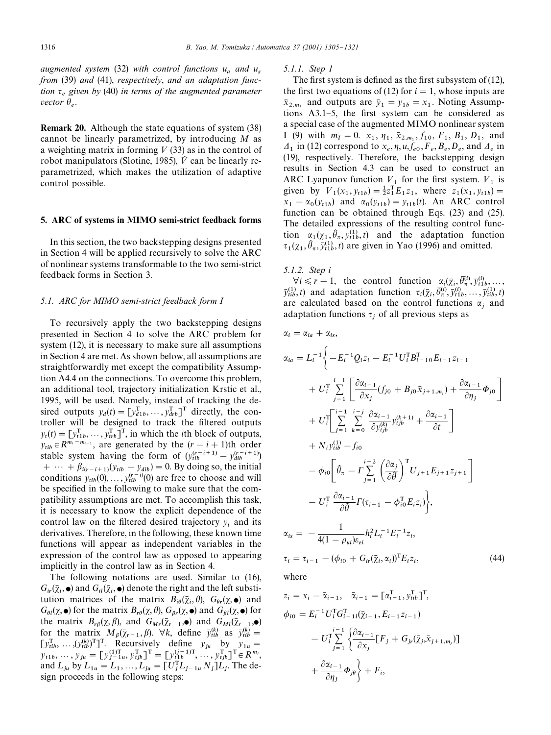*augmented system* (32) *with control functions* $u_a$ *and* $u_s$ *from* (39) *and* (41), *respectively*, *and an adaptation function* $\tau_e$ *given by* (40) *in terms of the augmented parameter vector* $\theta_e$.

**Remark 20.** Although the state equations of system (38) cannot be linearly parametrized, by introducing $M$ as a weighting matrix in forming $V$ (33) as in the control of robot manipulators (Slotine, 1985), $\dot{V}$ can be linearly reparametrized, which makes the utilization of adaptive control possible.

## 5. ARC of systems in MIMO semi-strict feedback forms

In this section, the two backstepping designs presented in Section 4 will be applied recursively to solve the ARC of nonlinear systems transformable to the two semi-strict feedback forms in Section 3.

### 5.1. ARC for MIMO semi-strict feedback form I

To recursively apply the two backstepping designs presented in Section 4 to solve the ARC problem for system (12), it is necessary to make sure all assumptions in Section 4 are met. As shown below, all assumptions are straightforwardly met except the compatibility Assumption A4.4 on the connections. To overcome this problem, an additional tool, trajectory initialization Krstic et al., 1995, will be used. Namely, instead of tracking the desired outputs $y_d(t) = [y_{d1b}^T, \ldots, y_{drb}^T]^T$ directly, the controller will be designed to track the filtered outputs $y_t(t) = [y_{t1b}^T, \ldots, y_{trb}^T]^T$, in which the $i$th block of outputs, $y_{tib} \in R^{m_i - m_{i-1}}$, are generated by the $(r-i+1)$th order stable system having the form of $(y_{tib}^{(r-i+1)} - y_{dib}^{(r-i+1)}) + \cdots + \beta_{i(r-i+1)}(y_{tib} - y_{dib}) = 0$. By doing so, the initial conditions $y_{tib}(0), \ldots, y_{tib}^{(r-i)}(0)$ are free to choose and will be specified in the following to make sure that the compatibility assumptions are met. To accomplish this task, it is necessary to know the explicit dependence of the control law on the filtered desired trajectory $y_t$ and its derivatives. Therefore, in the following, these known time functions will appear as independent variables in the expression of the control law as opposed to appearing implicitly in the control law as in Section 4.

The following notations are used. Similar to (16), $G_{ir}(\bar{\chi}_i, \bullet)$ and $G_{il}(\bar{\chi}_i, \bullet)$ denote the right and the left substitution matrices of the matrix $B_{i\theta}(\bar{\chi}_i, \theta)$, $G_{\theta r}(\chi, \bullet)$ and $G_{\theta l}(\chi, \bullet)$ for the matrix $B_{r\theta}(\chi, \theta)$, $G_{\beta r}(\chi, \bullet)$ and $G_{\beta l}(\chi, \bullet)$ for the matrix $B_{r\beta}(\chi, \beta)$, and $G_{Mr}(\bar{\chi}_{r-1}, \bullet)$ and $G_{Ml}(\bar{\chi}_{r-1}, \bullet)$ for the matrix $M_\beta(\bar{\chi}_{r-1}, \beta)$. $\forall k$, define $\bar{y}_{tib}^{(k)}$ as $\bar{y}_{tib}^{(k)} = [y_{tib}^T, \ldots, (y_{tib}^{(k)})^T]^T$. Recursively define $y_{ju}$ by $y_{1u} = y_{t1b}, \ldots, y_{ju} = [y_{j-1u}^{(1)T}, y_{tjb}^T]^T = [y_{t1b}^{(j-1)T}, \ldots, y_{tjb}^T]^T \in R^{m_j}$, and $L_{ju}$ by $L_{1u} = L_1, \ldots, L_{ju} = [U_j^T L_{j-1u} N_j] L_j$. The design proceeds in the following steps:

#### 5.1.1. Step 1

The first system is defined as the first subsystem of (12), the first two equations of (12) for $i = 1$, whose inputs are $\bar{x}_{2,m_1}$ and outputs are $\bar{y}_1 = y_{1b} = x_1$. Noting Assumptions A3.1–5, the first system can be considered as a special case of the augmented MIMO nonlinear system I (9) with $m_I = 0$. $x_1$, $\eta_1$, $\bar{x}_{2,m_1}$, $f_{10}$, $F_1$, $B_1$, $D_1$, and $\Delta_1$ in (12) correspond to $x_e, \eta, u, f_{e0}, F_e, B_e, D_e$, and $\Delta_e$ in (19), respectively. Therefore, the backstepping design results in Section 4.3 can be used to construct an ARC Lyapunov function $V_1$ for the first system. $V_1$ is given by $V_1(x_1, y_{t1b}) = \frac{1}{2} z_1^T E_1 z_1$, where $z_1(x_1, y_{t1b}) = x_1 - \alpha_0(y_{t1b})$ and $\alpha_0(y_{t1b}) = y_{t1b}(t)$. An ARC control function can be obtained through Eqs. (23) and (25). The detailed expressions of the resulting control function $\alpha_1(\chi_1, \hat{\theta}_\pi, \bar{y}_{t1b}^{(1)}, t)$ and the adaptation function $\tau_1(\chi_1, \hat{\theta}_\pi, \bar{y}_{t1b}^{(1)}, t)$ are given in Yao (1996) and omitted.

#### 5.1.2. Step i

$\forall i \leqslant r-1$, the control function $\alpha_i(\bar{\chi}_i, \bar{\theta}_\pi^{(i)}, \bar{y}_{t1b}^{(i)}, \ldots, \bar{y}_{tib}^{(1)}, t)$ and adaptation function $\tau_i(\bar{\chi}_i, \bar{\theta}_\pi^{(i)}, \bar{y}_{t1b}^{(i)}, \ldots, \bar{y}_{tib}^{(1)}, t)$ are calculated based on the control functions $\alpha_j$ and adaptation functions $\tau_j$ of all previous steps as

$$
\begin{aligned}
\alpha_i &= \alpha_{ia} + \alpha_{is}, \\
\alpha_{ia} &= L_i^{-1} \Bigg\{ -E_i^{-1} Q_i z_i - E_i^{-1} U_i^T B_{i-1\,0}^T E_{i-1} z_{i-1} \\
&\quad + U_i^T \sum_{j=1}^{i-1} \left[ \frac{\partial \alpha_{i-1}}{\partial x_j} (f_{j0} + B_{j0} \bar{x}_{j+1,m_j}) + \frac{\partial \alpha_{i-1}}{\partial \eta_j} \Phi_{j0} \right] \\
&\quad + U_i^T \left[ \sum_{j=1}^{i-1} \sum_{k=0}^{i-j} \frac{\partial \alpha_{i-1}}{\partial y_{tjb}^{(k)}} y_{tjb}^{(k+1)} + \frac{\partial \alpha_{i-1}}{\partial t} \right] \\
&\quad + N_i y_{tib}^{(1)} - f_{i0} \\
&\quad - \phi_{i0} \left[ \hat{\theta}_\pi - \Gamma \sum_{j=1}^{i-2} \left( \frac{\partial \alpha_j}{\partial \hat{\theta}} \right)^T U_{j+1} E_{j+1} z_{j+1} \right] \\
&\quad - U_i^T \frac{\partial \alpha_{i-1}}{\partial \hat{\theta}} \Gamma (\tau_{i-1} - \phi_{i0}^T E_i z_i) \Bigg\}, \\
\alpha_{is} &= -\frac{1}{4(1-\rho_{ui})\varepsilon_{ei}} h_i^2 L_i^{-1} E_i^{-1} z_i, \\
\tau_i &= \tau_{i-1} - (\phi_{i0} + G_{ir}(\bar{\chi}_i, \alpha_i))^T E_i z_i,
\end{aligned}
\tag{44}
$$

where

$$
\begin{aligned}
z_i &= x_i - \bar{\alpha}_{i-1}, \quad \bar{\alpha}_{i-1} = [\alpha_{i-1}^T, y_{tib}^T]^T, \\
\phi_{i0} &= E_i^{-1} U_i^T G_{i-1\,l}^T (\bar{\chi}_{i-1}, E_{i-1} z_{i-1}) \\
&\quad - U_i^T \sum_{j=1}^{i-1} \left\{ \frac{\partial \alpha_{i-1}}{\partial x_j} [F_j + G_{jr}(\bar{\chi}_j, \bar{x}_{j+1,m_j})] \right. \\
&\quad \left. + \frac{\partial \alpha_{i-1}}{\partial \eta_j} \Phi_{j\theta} \right\} + F_i,
\end{aligned}
$$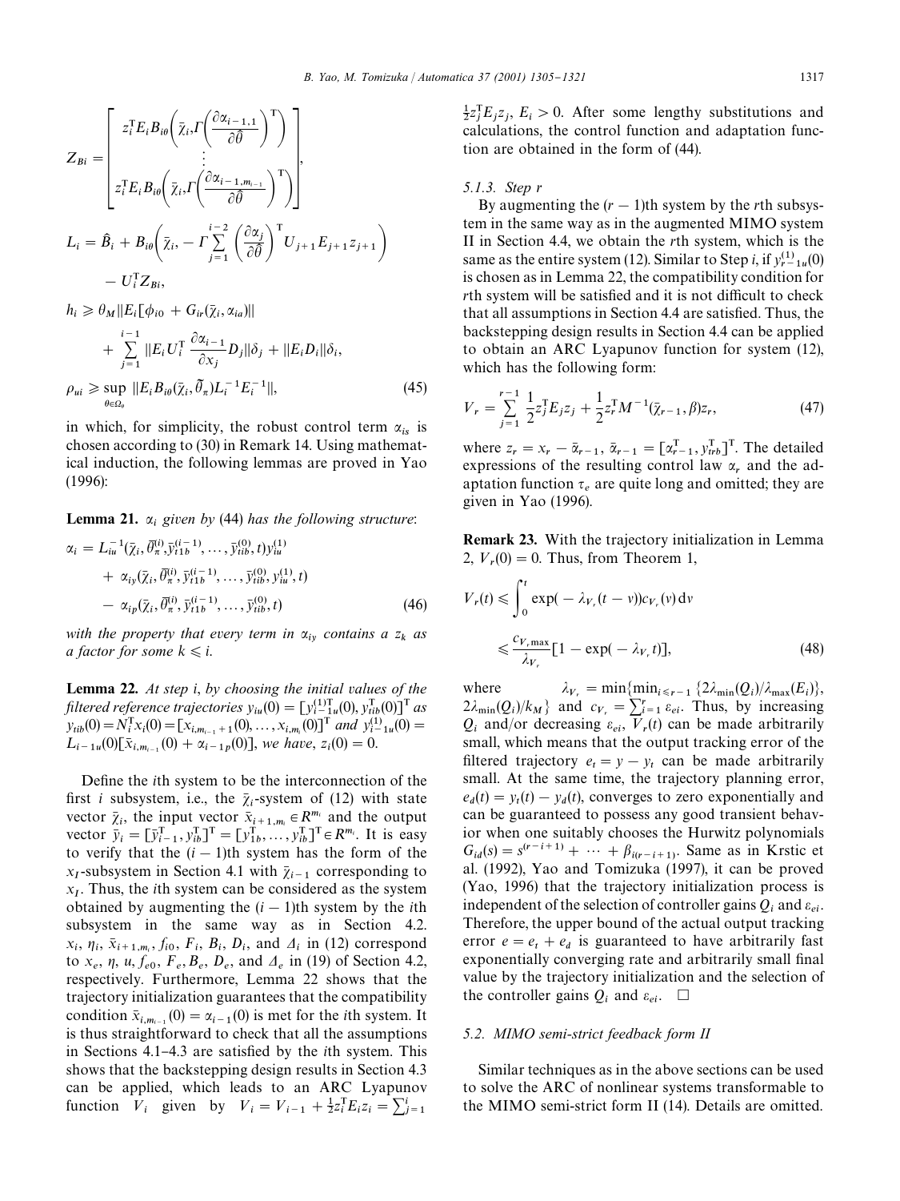$$Z_{Bi} = \begin{bmatrix} z_i^{\mathrm{T}} E_i B_{i\theta}\left(\bar{\chi}_i, \Gamma\left(\dfrac{\partial \alpha_{i-1,1}}{\partial \hat{\theta}}\right)^{\mathrm{T}}\right) \\ \vdots \\ z_i^{\mathrm{T}} E_i B_{i\theta}\left(\bar{\chi}_i, \Gamma\left(\dfrac{\partial \alpha_{i-1,m_{i-1}}}{\partial \hat{\theta}}\right)^{\mathrm{T}}\right) \end{bmatrix},$$

$$L_i = \hat{B}_i + B_{i\theta}\left(\bar{\chi}_i, -\Gamma \sum_{j=1}^{i-2} \left(\frac{\partial \alpha_j}{\partial \hat{\theta}}\right)^{\mathrm{T}} U_{j+1} E_{j+1} z_{j+1}\right) - U_i^{\mathrm{T}} Z_{Bi},$$

$$h_i \geqslant \theta_M \| E_i [\phi_{i0} + G_{ir}(\bar{\chi}_i, \alpha_{ia})] \| + \sum_{j=1}^{i-1} \left\| E_i U_i^{\mathrm{T}} \frac{\partial \alpha_{i-1}}{\partial x_j} D_j \right\| \delta_j + \| E_i D_i \| \delta_i,$$

$$\rho_{ui} \geqslant \sup_{\theta \in \Omega_\theta} \| E_i B_{i\theta}(\bar{\chi}_i, \tilde{\theta}_\pi) L_i^{-1} E_i^{-1} \|, \tag{45}$$

in which, for simplicity, the robust control term $\alpha_{is}$ is chosen according to (30) in Remark 14. Using mathematical induction, the following lemmas are proved in Yao (1996):

**Lemma 21.** *$\alpha_i$ given by* (44) *has the following structure*:

$$\alpha_i = L_{iu}^{-1}(\bar{\chi}_i, \bar{\theta}_\pi^{(i)}, \bar{y}_{t1b}^{(i-1)}, \ldots, \bar{y}_{tib}^{(0)}, t) y_{iu}^{(1)} + \alpha_{iy}(\bar{\chi}_i, \bar{\theta}_\pi^{(i)}, \bar{y}_{t1b}^{(i-1)}, \ldots, \bar{y}_{tib}^{(0)}, y_{iu}^{(1)}, t) - \alpha_{ip}(\bar{\chi}_i, \bar{\theta}_\pi^{(i)}, \bar{y}_{t1b}^{(i-1)}, \ldots, \bar{y}_{tib}^{(0)}, t) \tag{46}$$

*with the property that every term in $\alpha_{iy}$ contains a $z_k$ as a factor for some $k \leqslant i$.*

**Lemma 22.** *At step i, by choosing the initial values of the filtered reference trajectories $y_{iu}(0) = [y_{i-1u}^{(1)\mathrm{T}}(0), y_{tib}^{\mathrm{T}}(0)]^{\mathrm{T}}$ as $y_{tib}(0) = N_i^{\mathrm{T}} x_i(0) = [x_{i,m_{i-1}+1}(0), \ldots, x_{i,m_i}(0)]^{\mathrm{T}}$ and $y_{i-1u}^{(1)}(0) = L_{i-1u}(0)[\bar{x}_{i,m_{i-1}}(0) + \alpha_{i-1p}(0)]$, we have, $z_i(0) = 0$.*

Define the $i$th system to be the interconnection of the first $i$ subsystem, i.e., the $\bar{\chi}_i$-system of (12) with state vector $\bar{\chi}_i$, the input vector $\bar{x}_{i+1,m_i} \in R^{m_i}$ and the output vector $\bar{y}_i = [\bar{y}_{i-1}^{\mathrm{T}}, y_{ib}^{\mathrm{T}}]^{\mathrm{T}} = [y_{1b}^{\mathrm{T}}, \ldots, y_{ib}^{\mathrm{T}}]^{\mathrm{T}} \in R^{m_i}$. It is easy to verify that the $(i-1)$th system has the form of the $x_I$-subsystem in Section 4.1 with $\bar{\chi}_{i-1}$ corresponding to $x_I$. Thus, the $i$th system can be considered as the system obtained by augmenting the $(i-1)$th system by the $i$th subsystem in the same way as in Section 4.2. $x_i$, $\eta_i$, $\bar{x}_{i+1,m_i}$, $f_{i0}$, $F_i$, $B_i$, $D_i$, and $\Delta_i$ in (12) correspond to $x_e$, $\eta$, $u$, $f_{e0}$, $F_e$, $B_e$, $D_e$, and $\Delta_e$ in (19) of Section 4.2, respectively. Furthermore, Lemma 22 shows that the trajectory initialization guarantees that the compatibility condition $\bar{x}_{i,m_{i-1}}(0) = \alpha_{i-1}(0)$ is met for the $i$th system. It is thus straightforward to check that all the assumptions in Sections 4.1–4.3 are satisfied by the $i$th system. This shows that the backstepping design results in Section 4.3 can be applied, which leads to an ARC Lyapunov function $V_i$ given by $V_i = V_{i-1} + \frac{1}{2} z_i^{\mathrm{T}} E_i z_i = \sum_{j=1}^{i} \frac{1}{2} z_j^{\mathrm{T}} E_j z_j$, $E_i > 0$. After some lengthy substitutions and calculations, the control function and adaptation function are obtained in the form of (44).

### 5.1.3. Step r

By augmenting the $(r-1)$th system by the $r$th subsystem in the same way as in the augmented MIMO system II in Section 4.4, we obtain the $r$th system, which is the same as the entire system (12). Similar to Step $i$, if $y_{r-1u}^{(1)}(0)$ is chosen as in Lemma 22, the compatibility condition for $r$th system will be satisfied and it is not difficult to check that all assumptions in Section 4.4 are satisfied. Thus, the backstepping design results in Section 4.4 can be applied to obtain an ARC Lyapunov function for system (12), which has the following form:

$$V_r = \sum_{j=1}^{r-1} \frac{1}{2} z_j^{\mathrm{T}} E_j z_j + \frac{1}{2} z_r^{\mathrm{T}} M^{-1}(\bar{\chi}_{r-1}, \beta) z_r, \tag{47}$$

where $z_r = x_r - \bar{\alpha}_{r-1}$, $\bar{\alpha}_{r-1} = [\alpha_{r-1}^{\mathrm{T}}, y_{trb}^{\mathrm{T}}]^{\mathrm{T}}$. The detailed expressions of the resulting control law $\alpha_r$ and the adaptation function $\tau_e$ are quite long and omitted; they are given in Yao (1996).

**Remark 23.** With the trajectory initialization in Lemma 2, $V_r(0) = 0$. Thus, from Theorem 1,

$$V_r(t) \leqslant \int_0^t \exp(-\lambda_{V_r}(t - v)) c_{V_r}(v)\, \mathrm{d}v \leqslant \frac{c_{V_r \max}}{\lambda_{V_r}} [1 - \exp(-\lambda_{V_r} t)], \tag{48}$$

where $\lambda_{V_r} = \min\{\min_{i \leqslant r-1} \{2\lambda_{\min}(Q_i)/\lambda_{\max}(E_i)\}, 2\lambda_{\min}(Q_i)/k_M\}$ and $c_{V_r} = \sum_{i=1}^{r} \varepsilon_{ei}$. Thus, by increasing $Q_i$ and/or decreasing $\varepsilon_{ei}$, $V_r(t)$ can be made arbitrarily small, which means that the output tracking error of the filtered trajectory $e_t = y - y_t$ can be made arbitrarily small. At the same time, the trajectory planning error, $e_d(t) = y_t(t) - y_d(t)$, converges to zero exponentially and can be guaranteed to possess any good transient behavior when one suitably chooses the Hurwitz polynomials $G_{id}(s) = s^{(r-i+1)} + \cdots + \beta_{i(r-i+1)}$. Same as in Krstic et al. (1992), Yao and Tomizuka (1997), it can be proved (Yao, 1996) that the trajectory initialization process is independent of the selection of controller gains $Q_i$ and $\varepsilon_{ei}$. Therefore, the upper bound of the actual output tracking error $e = e_t + e_d$ is guaranteed to have arbitrarily fast exponentially converging rate and arbitrarily small final value by the trajectory initialization and the selection of the controller gains $Q_i$ and $\varepsilon_{ei}$. □

## 5.2. MIMO semi-strict feedback form II

Similar techniques as in the above sections can be used to solve the ARC of nonlinear systems transformable to the MIMO semi-strict form II (14). Details are omitted.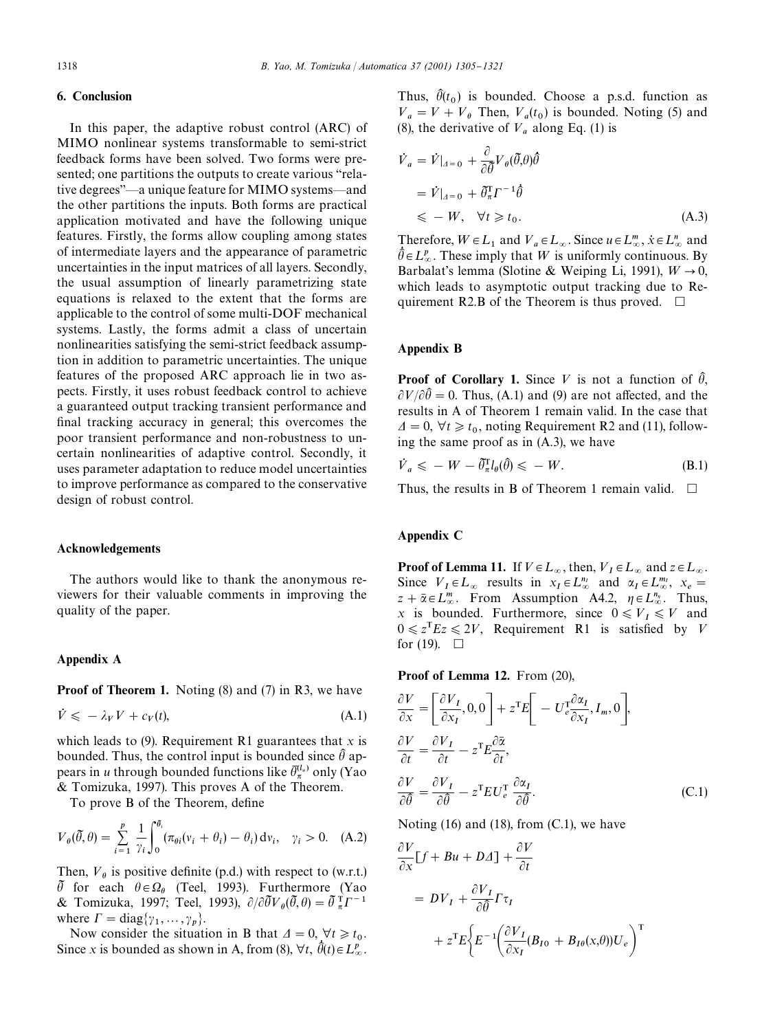## 6. Conclusion

In this paper, the adaptive robust control (ARC) of MIMO nonlinear systems transformable to semi-strict feedback forms have been solved. Two forms were presented; one partitions the outputs to create various "relative degrees"—a unique feature for MIMO systems—and the other partitions the inputs. Both forms are practical application motivated and have the following unique features. Firstly, the forms allow coupling among states of intermediate layers and the appearance of parametric uncertainties in the input matrices of all layers. Secondly, the usual assumption of linearly parametrizing state equations is relaxed to the extent that the forms are applicable to the control of some multi-DOF mechanical systems. Lastly, the forms admit a class of uncertain nonlinearities satisfying the semi-strict feedback assumption in addition to parametric uncertainties. The unique features of the proposed ARC approach lie in two aspects. Firstly, it uses robust feedback control to achieve a guaranteed output tracking transient performance and final tracking accuracy in general; this overcomes the poor transient performance and non-robustness to uncertain nonlinearities of adaptive control. Secondly, it uses parameter adaptation to reduce model uncertainties to improve performance as compared to the conservative design of robust control.

## Acknowledgements

The authors would like to thank the anonymous reviewers for their valuable comments in improving the quality of the paper.

## Appendix A

**Proof of Theorem 1.** Noting (8) and (7) in R3, we have

$$\dot{V} \leqslant -\lambda_V V + c_V(t), \tag{A.1}$$

which leads to (9). Requirement R1 guarantees that $x$ is bounded. Thus, the control input is bounded since $\hat{\theta}$ appears in $u$ through bounded functions like $\hat{\theta}_\pi^{(l_\pi)}$ only (Yao & Tomizuka, 1997). This proves A of the Theorem.

To prove B of the Theorem, define

$$V_\theta(\tilde{\theta},\theta) = \sum_{i=1}^{p} \frac{1}{\gamma_i}\int_0^{\tilde{\theta}_i} (\pi_{\theta i}(v_i+\theta_i)-\theta_i)\,\mathrm{d}v_i, \quad \gamma_i > 0. \tag{A.2}$$

Then, $V_\theta$ is positive definite (p.d.) with respect to (w.r.t.) $\tilde{\theta}$ for each $\theta \in \Omega_\theta$ (Teel, 1993). Furthermore (Yao & Tomizuka, 1997; Teel, 1993), $\partial/\partial\tilde{\theta}V_\theta(\tilde{\theta},\theta) = \tilde{\theta}_\pi^{\mathrm{T}}\Gamma^{-1}$ where $\Gamma = \mathrm{diag}\{\gamma_1,\ldots,\gamma_p\}$.

Now consider the situation in B that $\Delta = 0$, $\forall t \geqslant t_0$. Since $x$ is bounded as shown in A, from (8), $\forall t$, $\dot{\hat{\theta}}(t) \in L_\infty^p$. Thus, $\hat{\theta}(t_0)$ is bounded. Choose a p.s.d. function as $V_a = V + V_\theta$ Then, $V_a(t_0)$ is bounded. Noting (5) and (8), the derivative of $V_a$ along Eq. (1) is

$$\begin{aligned}
\dot{V}_a &= \dot{V}|_{\Delta=0} + \frac{\partial}{\partial\tilde{\theta}}V_\theta(\tilde{\theta},\theta)\dot{\hat{\theta}} \\
&= \dot{V}|_{\Delta=0} + \tilde{\theta}_\pi^{\mathrm{T}}\Gamma^{-1}\dot{\hat{\theta}} \\
&\leqslant -W, \quad \forall t \geqslant t_0.
\end{aligned} \tag{A.3}$$

Therefore, $W \in L_1$ and $V_a \in L_\infty$. Since $u \in L_\infty^m$, $\dot{x} \in L_\infty^n$ and $\dot{\hat{\theta}} \in L_\infty^p$. These imply that $W$ is uniformly continuous. By Barbalat's lemma (Slotine & Weiping Li, 1991), $W \to 0$, which leads to asymptotic output tracking due to Requirement R2.B of the Theorem is thus proved. $\square$

## Appendix B

**Proof of Corollary 1.** Since $V$ is not a function of $\hat{\theta}$, $\partial V/\partial\hat{\theta} = 0$. Thus, (A.1) and (9) are not affected, and the results in A of Theorem 1 remain valid. In the case that $\Delta = 0$, $\forall t \geqslant t_0$, noting Requirement R2 and (11), following the same proof as in (A.3), we have

$$\dot{V}_a \leqslant -W - \tilde{\theta}_\pi^{\mathrm{T}} l_\theta(\hat{\theta}) \leqslant -W. \tag{B.1}$$

Thus, the results in B of Theorem 1 remain valid. $\square$

## Appendix C

**Proof of Lemma 11.** If $V \in L_\infty$, then, $V_I \in L_\infty$ and $z \in L_\infty$. Since $V_I \in L_\infty$ results in $x_I \in L_\infty^{n_I}$ and $\alpha_I \in L_\infty^{m_I}$, $x_e = z + \bar{\alpha} \in L_\infty^m$. From Assumption A4.2, $\eta \in L_\infty^{n_\eta}$. Thus, $x$ is bounded. Furthermore, since $0 \leqslant V_I \leqslant V$ and $0 \leqslant z^{\mathrm{T}}Ez \leqslant 2V$, Requirement R1 is satisfied by $V$ for (19). $\square$

**Proof of Lemma 12.** From (20),

$$\begin{aligned}
\frac{\partial V}{\partial x} &= \left[\frac{\partial V_I}{\partial x_I}, 0, 0\right] + z^{\mathrm{T}}E\left[-U_e^{\mathrm{T}}\frac{\partial \alpha_I}{\partial x_I}, I_m, 0\right], \\
\frac{\partial V}{\partial t} &= \frac{\partial V_I}{\partial t} - z^{\mathrm{T}}E\frac{\partial \bar{\alpha}}{\partial t}, \\
\frac{\partial V}{\partial \hat{\theta}} &= \frac{\partial V_I}{\partial \hat{\theta}} - z^{\mathrm{T}}EU_e^{\mathrm{T}}\frac{\partial \alpha_I}{\partial \hat{\theta}}.
\end{aligned} \tag{C.1}$$

Noting (16) and (18), from (C.1), we have

$$\begin{aligned}
&\frac{\partial V}{\partial x}[f + Bu + D\Delta] + \frac{\partial V}{\partial t} \\
&= DV_I + \frac{\partial V_I}{\partial \hat{\theta}}\Gamma\tau_I \\
&\quad + z^{\mathrm{T}}E\left\{E^{-1}\left(\frac{\partial V_I}{\partial x_I}(B_{I0} + B_{I\theta}(x,\theta))U_e\right)^{\mathrm{T}}\right.
\end{aligned}$$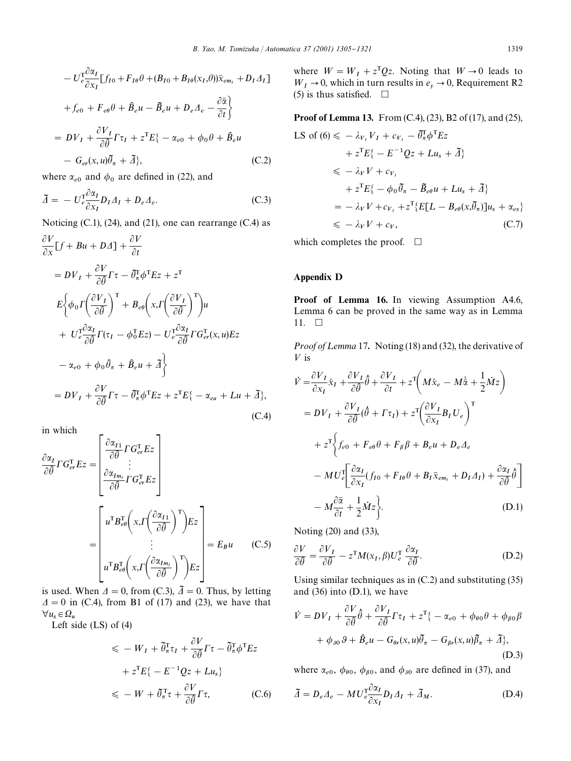$$- U_e^{\mathrm{T}} \frac{\partial \alpha_I}{\partial x_I}[f_{I0} + F_{I\theta}\theta + (B_{I0} + B_{I\theta}(x_I,\theta))\bar{x}_{em_I} + D_I \Delta_I]$$

$$+ f_{e0} + F_{e\theta}\theta + \hat{B}_e u - \tilde{B}_e u + D_e \Delta_e - \frac{\partial \bar{\alpha}}{\partial t}\Bigg\}$$

$$= DV_I + \frac{\partial V_I}{\partial \hat{\theta}}\Gamma\tau_I + z^{\mathrm{T}} E\{ -\alpha_{e0} + \phi_0 \theta + \hat{B}_e u - G_{er}(x,u)\tilde{\theta}_\pi + \tilde{\Delta}\}, \tag{C.2}$$

where $\alpha_{e0}$ and $\phi_0$ are defined in (22), and

$$\tilde{\Delta} = -U_e^{\mathrm{T}} \frac{\partial \alpha_I}{\partial x_I} D_I \Delta_I + D_e \Delta_e. \tag{C.3}$$

Noticing (C.1), (24), and (21), one can rearrange (C.4) as

$$\frac{\partial V}{\partial x}[f + Bu + D\Delta] + \frac{\partial V}{\partial t}$$

$$= DV_I + \frac{\partial V_I}{\partial \hat{\theta}}\Gamma\tau - \tilde{\theta}_\pi^{\mathrm{T}}\phi^{\mathrm{T}} E z + z^{\mathrm{T}} E\Bigg\{\phi_0 \Gamma\left(\frac{\partial V_I}{\partial \hat{\theta}}\right)^{\mathrm{T}} + B_{e\theta}\left(x,\Gamma\left(\frac{\partial V_I}{\partial \hat{\theta}}\right)^{\mathrm{T}}\right)u$$

$$+ U_e^{\mathrm{T}}\frac{\partial \alpha_I}{\partial \hat{\theta}}\Gamma(\tau_I - \phi_0^{\mathrm{T}} E z) - U_e^{\mathrm{T}}\frac{\partial \alpha_I}{\partial \hat{\theta}}\Gamma G_{er}^{\mathrm{T}}(x,u) E z - \alpha_{e0} + \phi_0 \hat{\theta}_\pi + \hat{B}_e u + \tilde{\Delta}\Bigg\}$$

$$= DV_I + \frac{\partial V}{\partial \hat{\theta}}\Gamma\tau - \tilde{\theta}_\pi^{\mathrm{T}}\phi^{\mathrm{T}} E z + z^{\mathrm{T}} E\{-\alpha_{ea} + Lu + \tilde{\Delta}\}, \tag{C.4}$$

in which

$$\frac{\partial \alpha_I}{\partial \hat{\theta}}\Gamma G_{er}^{\mathrm{T}} E z = \begin{bmatrix} \frac{\partial \alpha_{I1}}{\partial \hat{\theta}}\Gamma G_{er}^{\mathrm{T}} E z \\ \vdots \\ \frac{\partial \alpha_{Im_I}}{\partial \hat{\theta}}\Gamma G_{er}^{\mathrm{T}} E z \end{bmatrix} = \begin{bmatrix} u^{\mathrm{T}} B_{e\theta}^{\mathrm{T}}\left(x,\Gamma\left(\frac{\partial \alpha_{I1}}{\partial \hat{\theta}}\right)^{\mathrm{T}}\right) E z \\ \vdots \\ u^{\mathrm{T}} B_{e\theta}^{\mathrm{T}}\left(x,\Gamma\left(\frac{\partial \alpha_{Im_I}}{\partial \hat{\theta}}\right)^{\mathrm{T}}\right) E z \end{bmatrix} = E_B u \tag{C.5}$$

is used. When $\Delta = 0$, from (C.3), $\tilde{\Delta} = 0$. Thus, by letting $\Delta = 0$ in (C.4), from B1 of (17) and (23), we have that $\forall u_s \in \Omega_u$

Left side (LS) of (4)

$$\leqslant -W_I + \tilde{\theta}_\pi^{\mathrm{T}}\tau_I + \frac{\partial V}{\partial \hat{\theta}}\Gamma\tau - \tilde{\theta}_\pi^{\mathrm{T}}\phi^{\mathrm{T}} E z + z^{\mathrm{T}} E\{-E^{-1} Q z + L u_s\}$$

$$\leqslant -W + \tilde{\theta}_\pi^{\mathrm{T}}\tau + \frac{\partial V}{\partial \hat{\theta}}\Gamma\tau, \tag{C.6}$$

where $W = W_I + z^{\mathrm{T}} Q z$. Noting that $W \to 0$ leads to $W_I \to 0$, which in turn results in $e_y \to 0$, Requirement R2 (5) is thus satisfied. $\square$

**Proof of Lemma 13.** From (C.4), (23), B2 of (17), and (25),

$$\text{LS of (6)} \leqslant -\lambda_{V_I} V_I + c_{V_I} - \tilde{\theta}_\pi^{\mathrm{T}}\phi^{\mathrm{T}} E z + z^{\mathrm{T}} E\{-E^{-1} Q z + L u_s + \tilde{\Delta}\}$$

$$\leqslant -\lambda_V V + c_{V_I} + z^{\mathrm{T}} E\{-\phi_0 \tilde{\theta}_\pi - \tilde{B}_{e\theta} u + L u_s + \tilde{\Delta}\}$$

$$= -\lambda_V V + c_{V_I} + z^{\mathrm{T}}\{E[L - B_{e\theta}(x,\tilde{\theta}_\pi)] u_s + \alpha_{es}\}$$

$$\leqslant -\lambda_V V + c_V, \tag{C.7}$$

which completes the proof. $\square$

## Appendix D

**Proof of Lemma 16.** In viewing Assumption A4.6, Lemma 6 can be proved in the same way as in Lemma 11. $\square$

*Proof of Lemma* 17**.** Noting (18) and (32), the derivative of $V$ is

$$\dot{V} = \frac{\partial V_I}{\partial x_I}\dot{x}_I + \frac{\partial V_I}{\partial \hat{\theta}}\dot{\hat{\theta}} + \frac{\partial V_I}{\partial t} + z^{\mathrm{T}}\left(M\dot{x}_e - M\dot{\bar{\alpha}} + \frac{1}{2}\dot{M}z\right)$$

$$= DV_I + \frac{\partial V_I}{\partial \hat{\theta}}(\dot{\hat{\theta}} + \Gamma\tau_I) + z^{\mathrm{T}}\left(\frac{\partial V_I}{\partial x_I} B_I U_e\right)^{\mathrm{T}}$$

$$+ z^{\mathrm{T}}\Bigg\{f_{e0} + F_{e\theta}\theta + F_\beta \beta + B_e u + D_e \Delta_e - M U_e^{\mathrm{T}}\left[\frac{\partial \alpha_I}{\partial x_I}(f_{I0} + F_{I\theta}\theta + B_I \bar{x}_{em_I} + D_I \Delta_I) + \frac{\partial \alpha_I}{\partial \hat{\theta}}\dot{\hat{\theta}}\right]$$

$$- M\frac{\partial \bar{\alpha}}{\partial t} + \frac{1}{2}\dot{M}z\Bigg\}. \tag{D.1}$$

Noting (20) and (33),

$$\frac{\partial V}{\partial \hat{\theta}} = \frac{\partial V_I}{\partial \hat{\theta}} - z^{\mathrm{T}} M(x_I,\beta) U_e^{\mathrm{T}}\frac{\partial \alpha_I}{\partial \hat{\theta}}. \tag{D.2}$$

Using similar techniques as in (C.2) and substituting (35) and (36) into (D.1), we have

$$\dot{V} = DV_I + \frac{\partial V}{\partial \hat{\theta}}\dot{\hat{\theta}} + \frac{\partial V_I}{\partial \hat{\theta}}\Gamma\tau_I + z^{\mathrm{T}}\{-\alpha_{e0} + \phi_{\theta 0}\theta + \phi_{\beta 0}\beta + \phi_{\vartheta 0}\vartheta + \hat{B}_e u - G_{\theta r}(x,u)\tilde{\theta}_\pi - G_{\beta r}(x,u)\tilde{\beta}_\pi + \tilde{\Delta}\}, \tag{D.3}$$

where $\alpha_{e0}$, $\phi_{\theta 0}$, $\phi_{\beta 0}$, and $\phi_{\vartheta 0}$ are defined in (37), and

$$\tilde{\Delta} = D_e \Delta_e - M U_e^{\mathrm{T}}\frac{\partial \alpha_I}{\partial x_I} D_I \Delta_I + \tilde{\Delta}_M. \tag{D.4}$$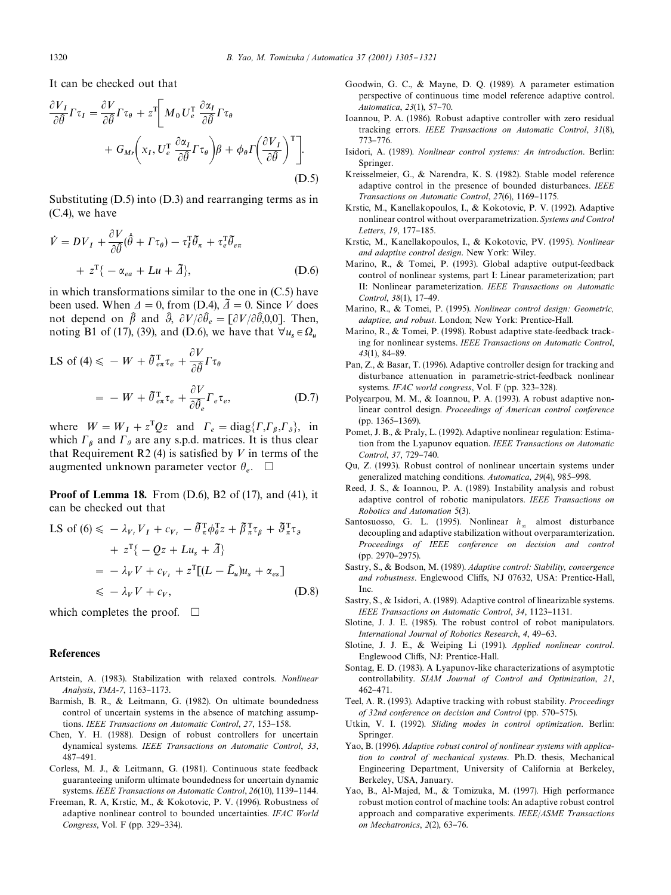It can be checked out that

$$\frac{\partial V_I}{\partial \hat{\theta}}\Gamma\tau_I = \frac{\partial V}{\partial \hat{\theta}}\Gamma\tau_\theta + z^{\mathrm{T}}\Bigg[M_0 U_e^{\mathrm{T}} \frac{\partial \alpha_I}{\partial \hat{\theta}}\Gamma\tau_\theta + G_{Mr}\Bigg(x_I, U_e^{\mathrm{T}} \frac{\partial \alpha_I}{\partial \hat{\theta}}\Gamma\tau_\theta\Bigg)\beta + \phi_\theta \Gamma\Bigg(\frac{\partial V_I}{\partial \hat{\theta}}\Bigg)^{\mathrm{T}}\Bigg]. \tag{D.5}$$

Substituting (D.5) into (D.3) and rearranging terms as in (C.4), we have

$$\dot{V} = DV_I + \frac{\partial V}{\partial \hat{\theta}}(\dot{\hat{\theta}} + \Gamma\tau_\theta) - \tau_I^{\mathrm{T}}\tilde{\theta}_\pi + \tau_e^{\mathrm{T}}\tilde{\theta}_{e\pi} + z^{\mathrm{T}}\{-\alpha_{ea} + Lu + \tilde{\Delta}\}, \tag{D.6}$$

in which transformations similar to the one in (C.5) have been used. When $\Delta = 0$, from (D.4), $\tilde{\Delta} = 0$. Since $V$ does not depend on $\hat{\beta}$ and $\hat{\vartheta}$, $\partial V/\partial \hat{\theta}_e = [\partial V/\partial \hat{\theta}, 0, 0]$. Then, noting B1 of (17), (39), and (D.6), we have that $\forall u_s \in \Omega_u$

$$\text{LS of (4)} \leqslant -W + \tilde{\theta}_{e\pi}^{\mathrm{T}}\tau_e + \frac{\partial V}{\partial \hat{\theta}}\Gamma\tau_\theta = -W + \tilde{\theta}_{e\pi}^{\mathrm{T}}\tau_e + \frac{\partial V}{\partial \hat{\theta}_e}\Gamma_e\tau_e, \tag{D.7}$$

where $W = W_I + z^{\mathrm{T}}Qz$ and $\Gamma_e = \mathrm{diag}\{\Gamma, \Gamma_\beta, \Gamma_\vartheta\}$, in which $\Gamma_\beta$ and $\Gamma_\vartheta$ are any s.p.d. matrices. It is thus clear that Requirement R2 (4) is satisfied by $V$ in terms of the augmented unknown parameter vector $\theta_e$. □

**Proof of Lemma 18.** From (D.6), B2 of (17), and (41), it can be checked out that

$$\begin{aligned} \text{LS of (6)} &\leqslant -\lambda_{V_I} V_I + c_{V_I} - \tilde{\theta}_\pi^{\mathrm{T}}\phi_\theta^{\mathrm{T}} z + \tilde{\beta}_\pi^{\mathrm{T}}\tau_\beta + \tilde{\vartheta}_\pi^{\mathrm{T}}\tau_\vartheta + z^{\mathrm{T}}\{-Qz + Lu_s + \tilde{\Delta}\} \\ &= -\lambda_V V + c_{V_I} + z^{\mathrm{T}}[(L - \tilde{L}_u)u_s + \alpha_{es}] \\ &\leqslant -\lambda_V V + c_V, \end{aligned} \tag{D.8}$$

which completes the proof. □

## References

Artstein, A. (1983). Stabilization with relaxed controls. *Nonlinear Analysis*, *TMA-7*, 1163–1173.

Barmish, B. R., & Leitmann, G. (1982). On ultimate boundedness control of uncertain systems in the absence of matching assumptions. *IEEE Transactions on Automatic Control*, *27*, 153–158.

Chen, Y. H. (1988). Design of robust controllers for uncertain dynamical systems. *IEEE Transactions on Automatic Control*, *33*, 487–491.

Corless, M. J., & Leitmann, G. (1981). Continuous state feedback guaranteeing uniform ultimate boundedness for uncertain dynamic systems. *IEEE Transactions on Automatic Control*, *26*(10), 1139–1144.

Freeman, R. A, Krstic, M., & Kokotovic, P. V. (1996). Robustness of adaptive nonlinear control to bounded uncertainties. *IFAC World Congress*, Vol. F (pp. 329–334).

Goodwin, G. C., & Mayne, D. Q. (1989). A parameter estimation perspective of continuous time model reference adaptive control. *Automatica*, *23*(1), 57–70.

Ioannou, P. A. (1986). Robust adaptive controller with zero residual tracking errors. *IEEE Transactions on Automatic Control*, *31*(8), 773–776.

Isidori, A. (1989). *Nonlinear control systems: An introduction*. Berlin: Springer.

Kreisselmeier, G., & Narendra, K. S. (1982). Stable model reference adaptive control in the presence of bounded disturbances. *IEEE Transactions on Automatic Control*, *27*(6), 1169–1175.

Krstic, M., Kanellakopoulos, I., & Kokotovic, P. V. (1992). Adaptive nonlinear control without overparametrization. *Systems and Control Letters*, *19*, 177–185.

Krstic, M., Kanellakopoulos, I., & Kokotovic, PV. (1995). *Nonlinear and adaptive control design*. New York: Wiley.

Marino, R., & Tomei, P. (1993). Global adaptive output-feedback control of nonlinear systems, part I: Linear parameterization; part II: Nonlinear parameterization. *IEEE Transactions on Automatic Control*, *38*(1), 17–49.

Marino, R., & Tomei, P. (1995). *Nonlinear control design: Geometric, adaptive, and robust*. London; New York: Prentice-Hall.

Marino, R., & Tomei, P. (1998). Robust adaptive state-feedback tracking for nonlinear systems. *IEEE Transactions on Automatic Control*, *43*(1), 84–89.

Pan, Z., & Basar, T. (1996). Adaptive controller design for tracking and disturbance attenuation in parametric-strict-feedback nonlinear systems. *IFAC world congress*, Vol. F (pp. 323–328).

Polycarpou, M. M., & Ioannou, P. A. (1993). A robust adaptive nonlinear control design. *Proceedings of American control conference* (pp. 1365–1369).

Pomet, J. B., & Praly, L. (1992). Adaptive nonlinear regulation: Estimation from the Lyapunov equation. *IEEE Transactions on Automatic Control*, *37*, 729–740.

Qu, Z. (1993). Robust control of nonlinear uncertain systems under generalized matching conditions. *Automatica*, *29*(4), 985–998.

Reed, J. S., & Ioannou, P. A. (1989). Instability analysis and robust adaptive control of robotic manipulators. *IEEE Transactions on Robotics and Automation* 5(3).

Santosuosso, G. L. (1995). Nonlinear $h_\infty$ almost disturbance decoupling and adaptive stabilization without overparamterization. *Proceedings of IEEE conference on decision and control* (pp. 2970–2975).

Sastry, S., & Bodson, M. (1989). *Adaptive control: Stability, convergence and robustness*. Englewood Cliffs, NJ 07632, USA: Prentice-Hall, Inc.

Sastry, S., & Isidori, A. (1989). Adaptive control of linearizable systems. *IEEE Transactions on Automatic Control*, *34*, 1123–1131.

Slotine, J. J. E. (1985). The robust control of robot manipulators. *International Journal of Robotics Research*, *4*, 49–63.

Slotine, J. J. E., & Weiping Li (1991). *Applied nonlinear control*. Englewood Cliffs, NJ: Prentice-Hall.

Sontag, E. D. (1983). A Lyapunov-like characterizations of asymptotic controllability. *SIAM Journal of Control and Optimization*, *21*, 462–471.

Teel, A. R. (1993). Adaptive tracking with robust stability. *Proceedings of 32nd conference on decision and Control* (pp. 570–575).

Utkin, V. I. (1992). *Sliding modes in control optimization*. Berlin: Springer.

Yao, B. (1996). *Adaptive robust control of nonlinear systems with application to control of mechanical systems*. Ph.D. thesis, Mechanical Engineering Department, University of California at Berkeley, Berkeley, USA, January.

Yao, B., Al-Majed, M., & Tomizuka, M. (1997). High performance robust motion control of machine tools: An adaptive robust control approach and comparative experiments. *IEEE/ASME Transactions on Mechatronics*, *2*(2), 63–76.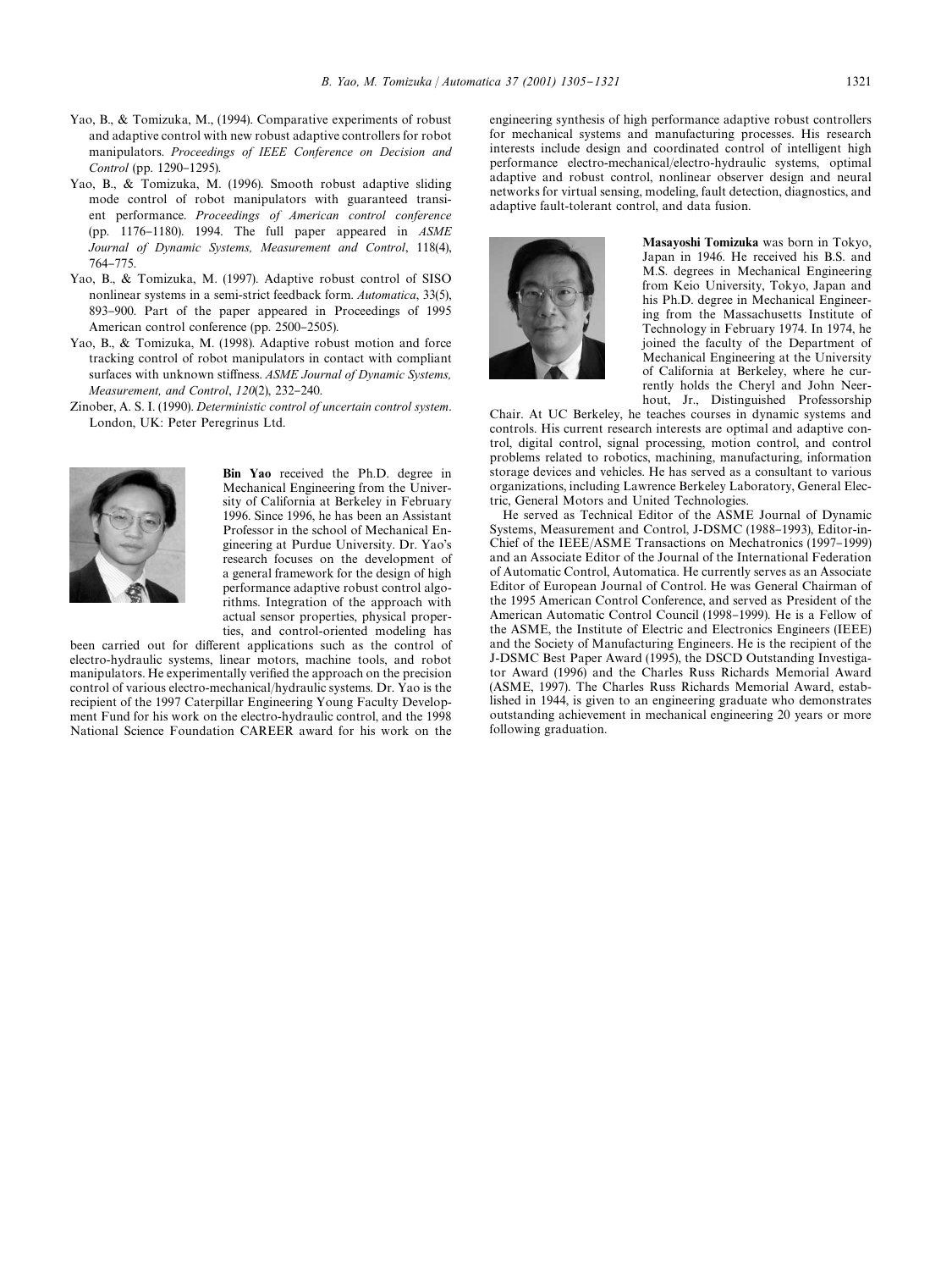Yao, B., & Tomizuka, M., (1994). Comparative experiments of robust and adaptive control with new robust adaptive controllers for robot manipulators. *Proceedings of IEEE Conference on Decision and Control* (pp. 1290–1295).

Yao, B., & Tomizuka, M. (1996). Smooth robust adaptive sliding mode control of robot manipulators with guaranteed transient performance. *Proceedings of American control conference* (pp. 1176–1180). 1994. The full paper appeared in *ASME Journal of Dynamic Systems, Measurement and Control*, 118(4), 764–775.

Yao, B., & Tomizuka, M. (1997). Adaptive robust control of SISO nonlinear systems in a semi-strict feedback form. *Automatica*, 33(5), 893–900. Part of the paper appeared in Proceedings of 1995 American control conference (pp. 2500–2505).

Yao, B., & Tomizuka, M. (1998). Adaptive robust motion and force tracking control of robot manipulators in contact with compliant surfaces with unknown stiffness. *ASME Journal of Dynamic Systems, Measurement, and Control*, *120*(2), 232–240.

Zinober, A. S. I. (1990). *Deterministic control of uncertain control system*. London, UK: Peter Peregrinus Ltd.

**Bin Yao** received the Ph.D. degree in Mechanical Engineering from the University of California at Berkeley in February 1996. Since 1996, he has been an Assistant Professor in the school of Mechanical Engineering at Purdue University. Dr. Yao's research focuses on the development of a general framework for the design of high performance adaptive robust control algorithms. Integration of the approach with actual sensor properties, physical properties, and control-oriented modeling has been carried out for different applications such as the control of electro-hydraulic systems, linear motors, machine tools, and robot manipulators. He experimentally verified the approach on the precision control of various electro-mechanical/hydraulic systems. Dr. Yao is the recipient of the 1997 Caterpillar Engineering Young Faculty Development Fund for his work on the electro-hydraulic control, and the 1998 National Science Foundation CAREER award for his work on the engineering synthesis of high performance adaptive robust controllers for mechanical systems and manufacturing processes. His research interests include design and coordinated control of intelligent high performance electro-mechanical/electro-hydraulic systems, optimal adaptive and robust control, nonlinear observer design and neural networks for virtual sensing, modeling, fault detection, diagnostics, and adaptive fault-tolerant control, and data fusion.

**Masayoshi Tomizuka** was born in Tokyo, Japan in 1946. He received his B.S. and M.S. degrees in Mechanical Engineering from Keio University, Tokyo, Japan and his Ph.D. degree in Mechanical Engineering from the Massachusetts Institute of Technology in February 1974. In 1974, he joined the faculty of the Department of Mechanical Engineering at the University of California at Berkeley, where he currently holds the Cheryl and John Neerhout, Jr., Distinguished Professorship Chair. At UC Berkeley, he teaches courses in dynamic systems and controls. His current research interests are optimal and adaptive control, digital control, signal processing, motion control, and control problems related to robotics, machining, manufacturing, information storage devices and vehicles. He has served as a consultant to various organizations, including Lawrence Berkeley Laboratory, General Electric, General Motors and United Technologies.

He served as Technical Editor of the ASME Journal of Dynamic Systems, Measurement and Control, J-DSMC (1988–1993), Editor-in-Chief of the IEEE/ASME Transactions on Mechatronics (1997–1999) and an Associate Editor of the Journal of the International Federation of Automatic Control, Automatica. He currently serves as an Associate Editor of European Journal of Control. He was General Chairman of the 1995 American Control Conference, and served as President of the American Automatic Control Council (1998–1999). He is a Fellow of the ASME, the Institute of Electric and Electronics Engineers (IEEE) and the Society of Manufacturing Engineers. He is the recipient of the J-DSMC Best Paper Award (1995), the DSCD Outstanding Investigator Award (1996) and the Charles Russ Richards Memorial Award (ASME, 1997). The Charles Russ Richards Memorial Award, established in 1944, is given to an engineering graduate who demonstrates outstanding achievement in mechanical engineering 20 years or more following graduation.